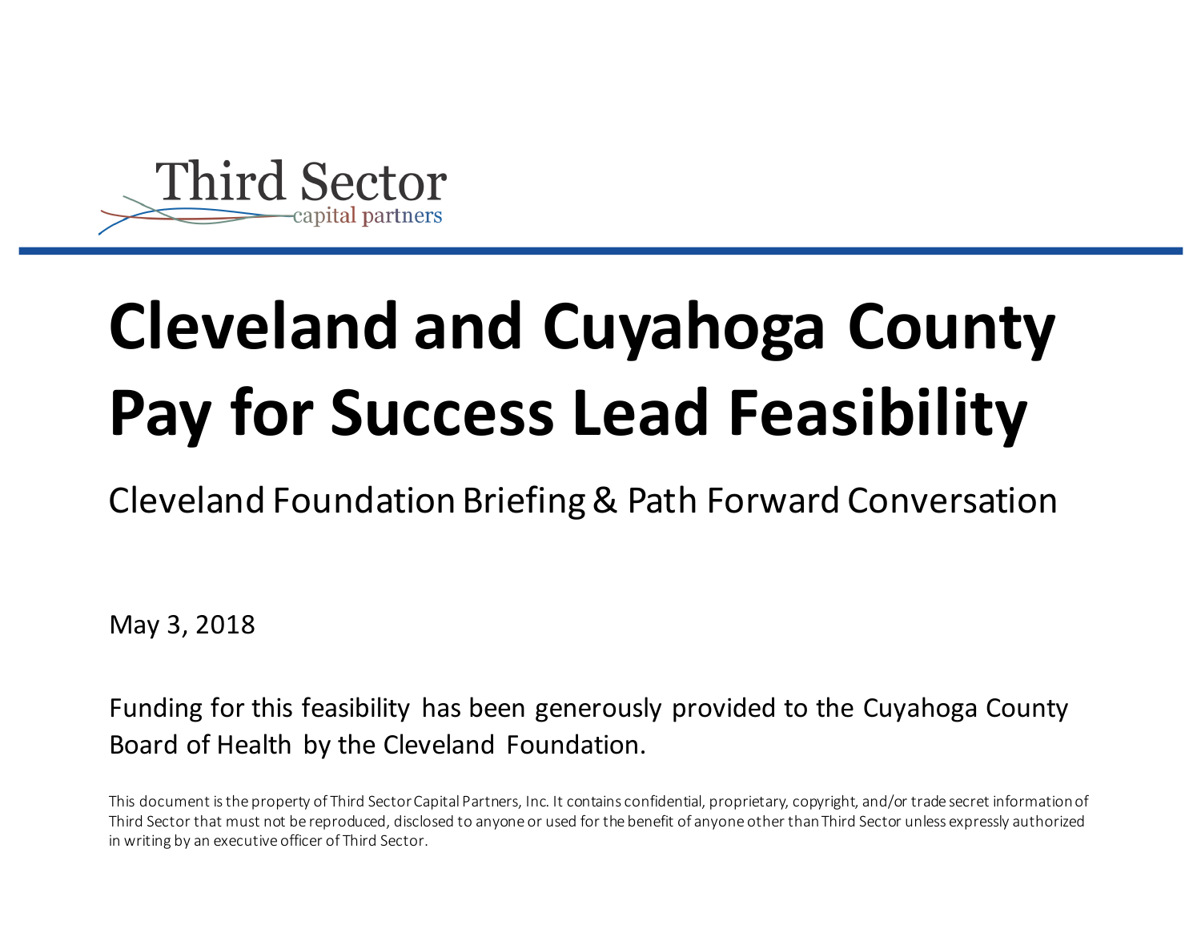Third Sector
capital partners

# Cleveland and Cuyahoga County Pay for Success Lead Feasibility

Cleveland Foundation Briefing & Path Forward Conversation

May 3, 2018

Funding for this feasibility has been generously provided to the Cuyahoga County Board of Health by the Cleveland Foundation.

This document is the property of Third Sector Capital Partners, Inc. It contains confidential, proprietary, copyright, and/or trade secret information of Third Sector that must not be reproduced, disclosed to anyone or used for the benefit of anyone other than Third Sector unless expressly authorized in writing by an executive officer of Third Sector.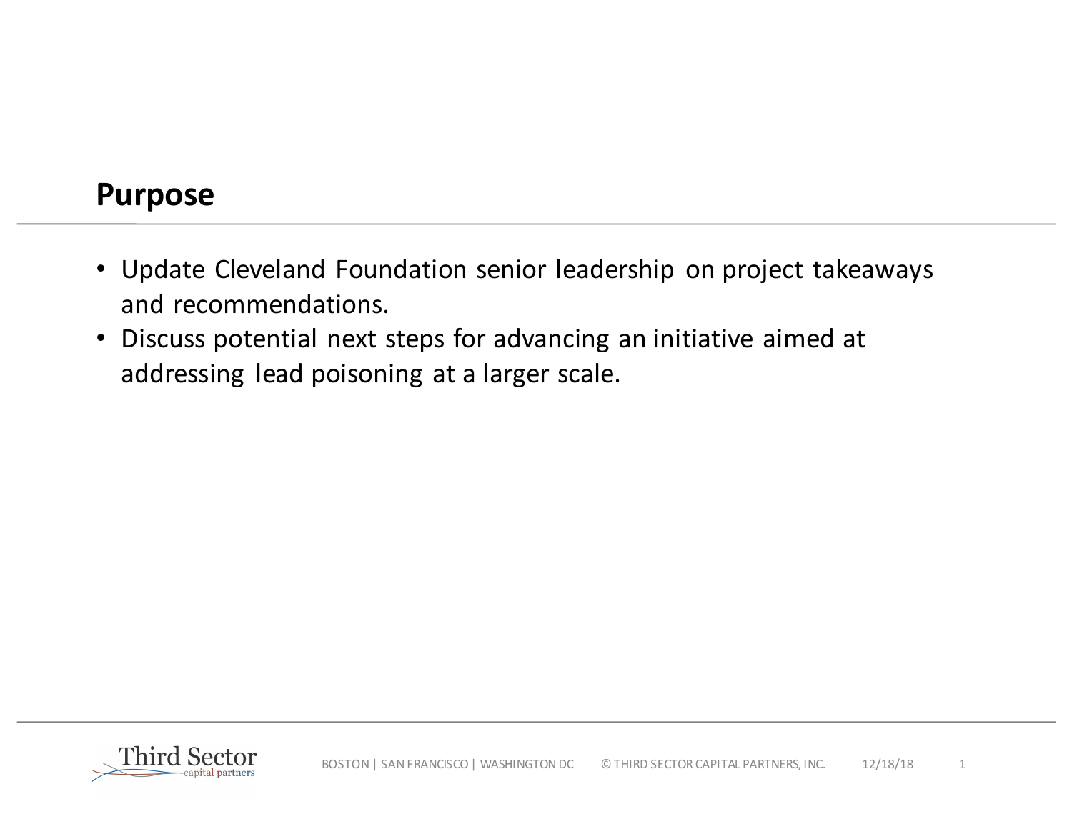## Purpose

- Update Cleveland Foundation senior leadership on project takeaways and recommendations.
- Discuss potential next steps for advancing an initiative aimed at addressing lead poisoning at a larger scale.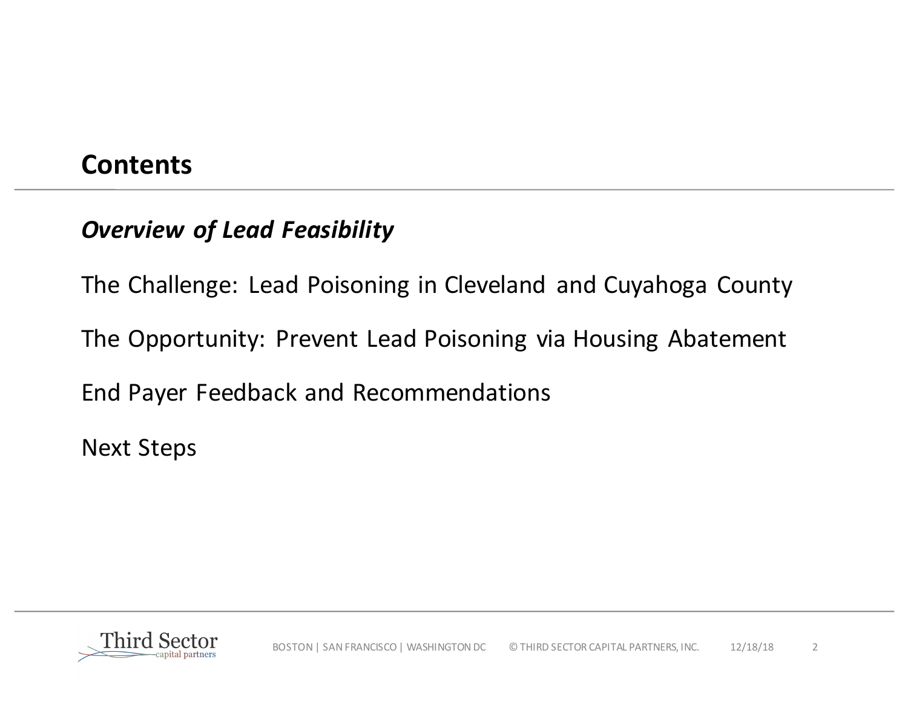## Contents

***Overview of Lead Feasibility***

The Challenge: Lead Poisoning in Cleveland and Cuyahoga County

The Opportunity: Prevent Lead Poisoning via Housing Abatement

End Payer Feedback and Recommendations

Next Steps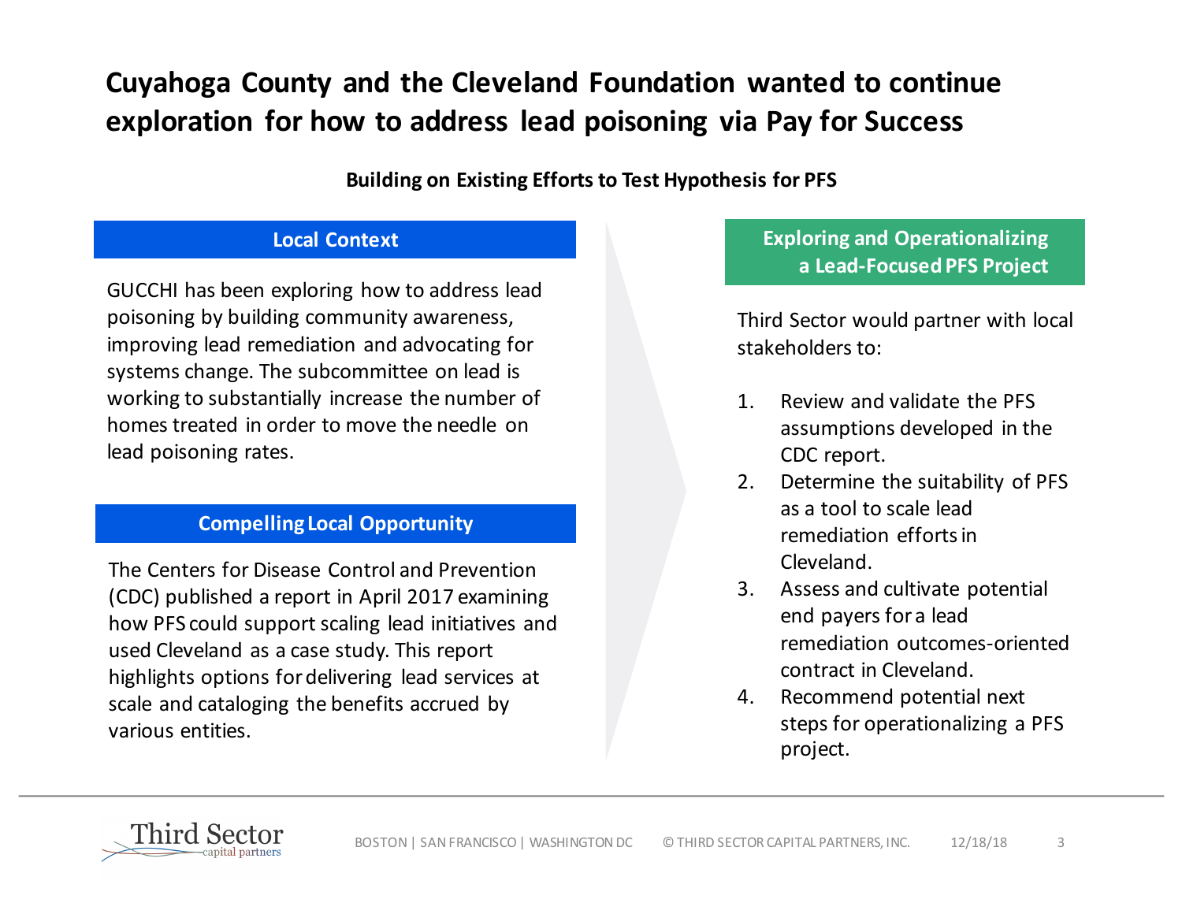# Cuyahoga County and the Cleveland Foundation wanted to continue exploration for how to address lead poisoning via Pay for Success

**Building on Existing Efforts to Test Hypothesis for PFS**

## Local Context

GUCCHI has been exploring how to address lead poisoning by building community awareness, improving lead remediation and advocating for systems change. The subcommittee on lead is working to substantially increase the number of homes treated in order to move the needle on lead poisoning rates.

## Compelling Local Opportunity

The Centers for Disease Control and Prevention (CDC) published a report in April 2017 examining how PFS could support scaling lead initiatives and used Cleveland as a case study. This report highlights options for delivering lead services at scale and cataloging the benefits accrued by various entities.

## Exploring and Operationalizing a Lead-Focused PFS Project

Third Sector would partner with local stakeholders to:

1. Review and validate the PFS assumptions developed in the CDC report.
2. Determine the suitability of PFS as a tool to scale lead remediation efforts in Cleveland.
3. Assess and cultivate potential end payers for a lead remediation outcomes-oriented contract in Cleveland.
4. Recommend potential next steps for operationalizing a PFS project.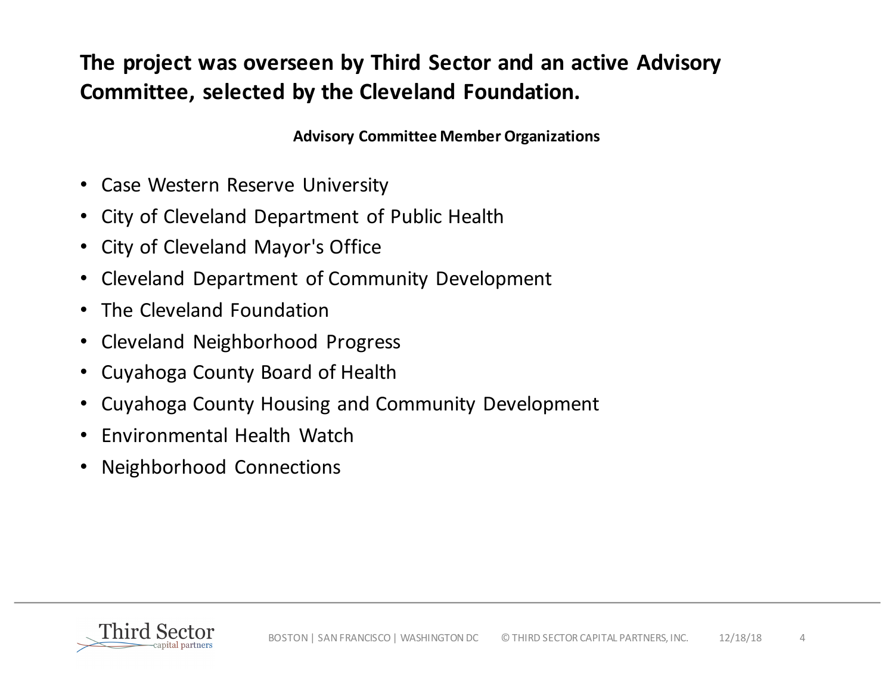## The project was overseen by Third Sector and an active Advisory Committee, selected by the Cleveland Foundation.

**Advisory Committee Member Organizations**

- Case Western Reserve University
- City of Cleveland Department of Public Health
- City of Cleveland Mayor's Office
- Cleveland Department of Community Development
- The Cleveland Foundation
- Cleveland Neighborhood Progress
- Cuyahoga County Board of Health
- Cuyahoga County Housing and Community Development
- Environmental Health Watch
- Neighborhood Connections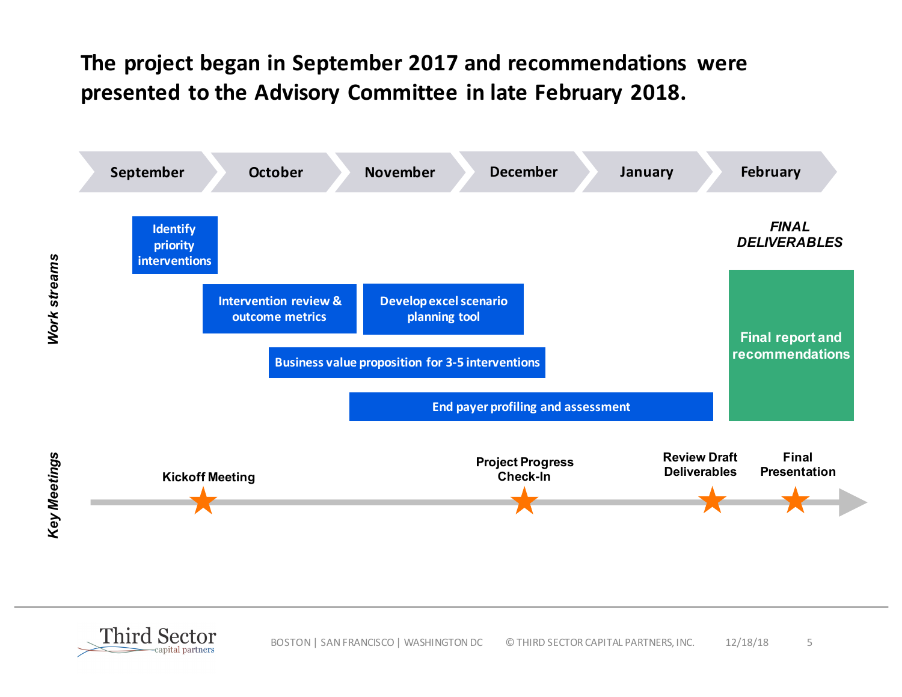# The project began in September 2017 and recommendations were presented to the Advisory Committee in late February 2018.

September | October | November | December | January | February

*Work streams*

- Identify priority interventions
- Intervention review & outcome metrics
- Develop excel scenario planning tool
- Business value proposition for 3-5 interventions
- End payer profiling and assessment

***FINAL DELIVERABLES***

- Final report and recommendations

*Key Meetings*

- Kickoff Meeting
- Project Progress Check-In
- Review Draft Deliverables
- Final Presentation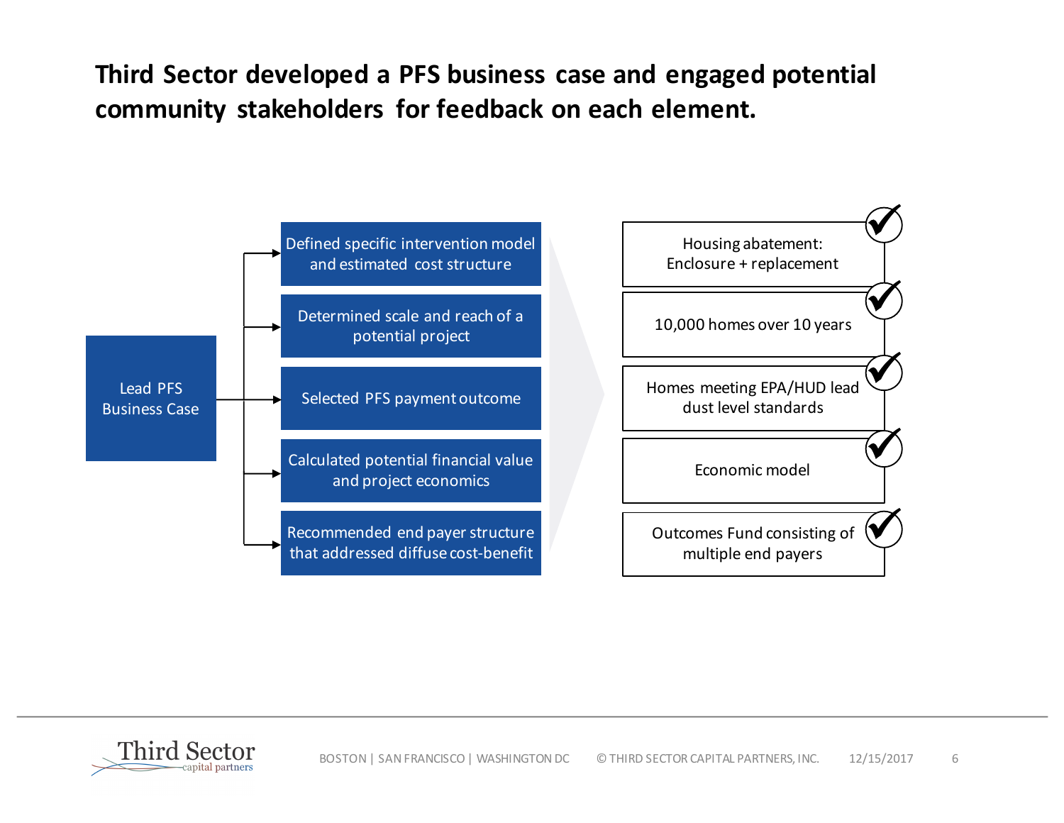# Third Sector developed a PFS business case and engaged potential community stakeholders for feedback on each element.

**Lead PFS Business Case**

| Business case element | Result |
|---|---|
| Defined specific intervention model and estimated cost structure | ✔ Housing abatement: Enclosure + replacement |
| Determined scale and reach of a potential project | ✔ 10,000 homes over 10 years |
| Selected PFS payment outcome | ✔ Homes meeting EPA/HUD lead dust level standards |
| Calculated potential financial value and project economics | ✔ Economic model |
| Recommended end payer structure that addressed diffuse cost-benefit | ✔ Outcomes Fund consisting of multiple end payers |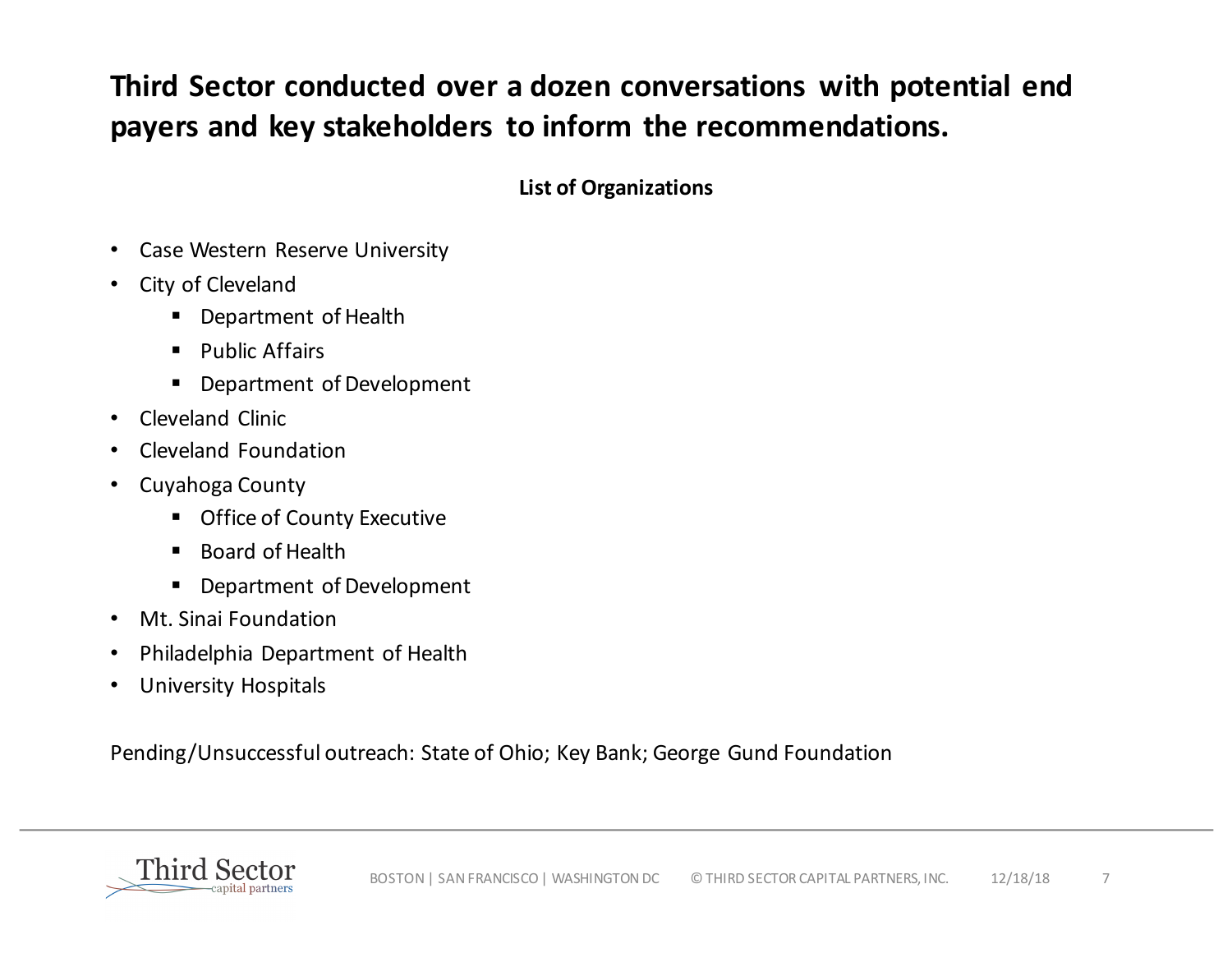## Third Sector conducted over a dozen conversations with potential end payers and key stakeholders to inform the recommendations.

**List of Organizations**

- Case Western Reserve University
- City of Cleveland
  - Department of Health
  - Public Affairs
  - Department of Development
- Cleveland Clinic
- Cleveland Foundation
- Cuyahoga County
  - Office of County Executive
  - Board of Health
  - Department of Development
- Mt. Sinai Foundation
- Philadelphia Department of Health
- University Hospitals

Pending/Unsuccessful outreach: State of Ohio; Key Bank; George Gund Foundation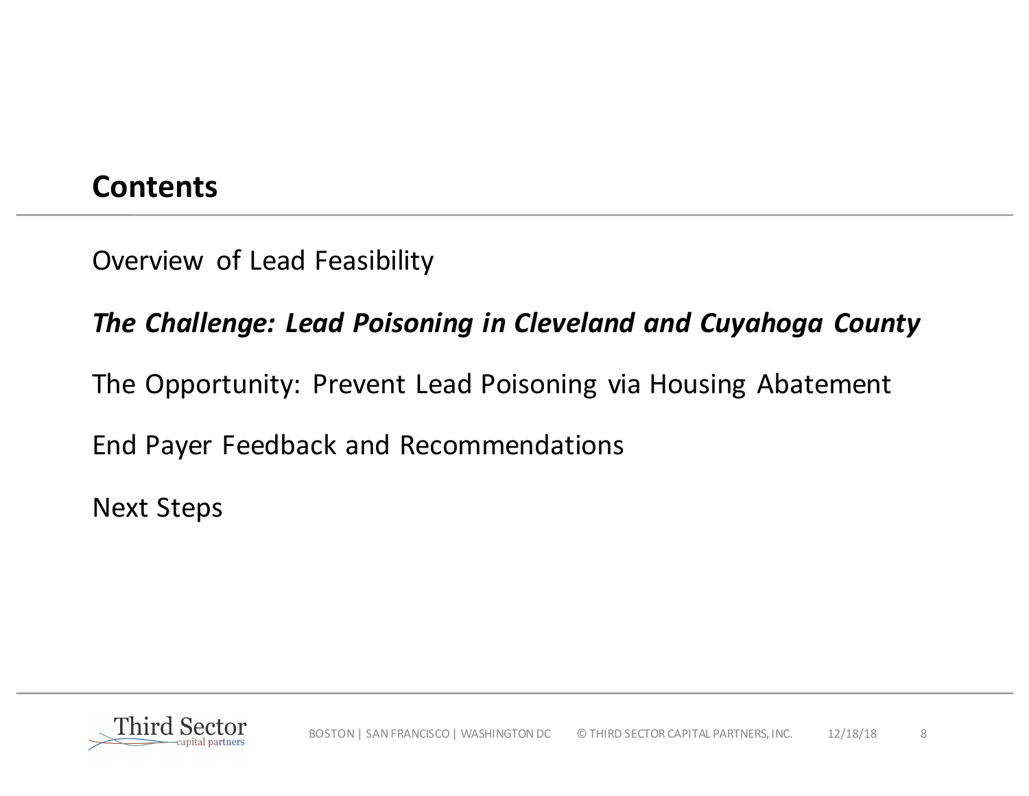## Contents

Overview of Lead Feasibility

***The Challenge: Lead Poisoning in Cleveland and Cuyahoga County***

The Opportunity: Prevent Lead Poisoning via Housing Abatement

End Payer Feedback and Recommendations

Next Steps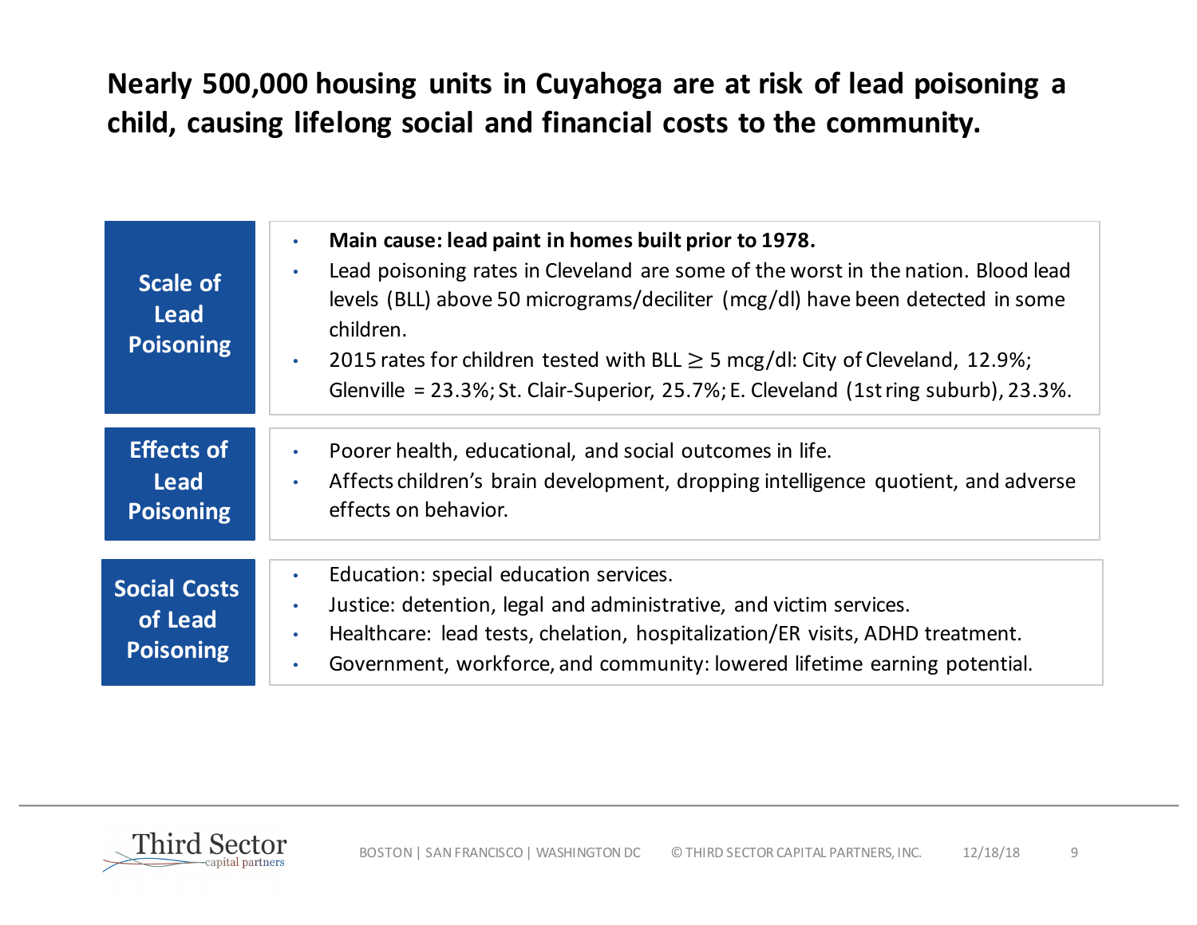# Nearly 500,000 housing units in Cuyahoga are at risk of lead poisoning a child, causing lifelong social and financial costs to the community.

| | |
|---|---|
| **Scale of Lead Poisoning** | • **Main cause: lead paint in homes built prior to 1978.**<br>• Lead poisoning rates in Cleveland are some of the worst in the nation. Blood lead levels (BLL) above 50 micrograms/deciliter (mcg/dl) have been detected in some children.<br>• 2015 rates for children tested with BLL $\geq$ 5 mcg/dl: City of Cleveland, 12.9%; Glenville = 23.3%; St. Clair-Superior, 25.7%; E. Cleveland (1st ring suburb), 23.3%. |
| **Effects of Lead Poisoning** | • Poorer health, educational, and social outcomes in life.<br>• Affects children's brain development, dropping intelligence quotient, and adverse effects on behavior. |
| **Social Costs of Lead Poisoning** | • Education: special education services.<br>• Justice: detention, legal and administrative, and victim services.<br>• Healthcare: lead tests, chelation, hospitalization/ER visits, ADHD treatment.<br>• Government, workforce, and community: lowered lifetime earning potential. |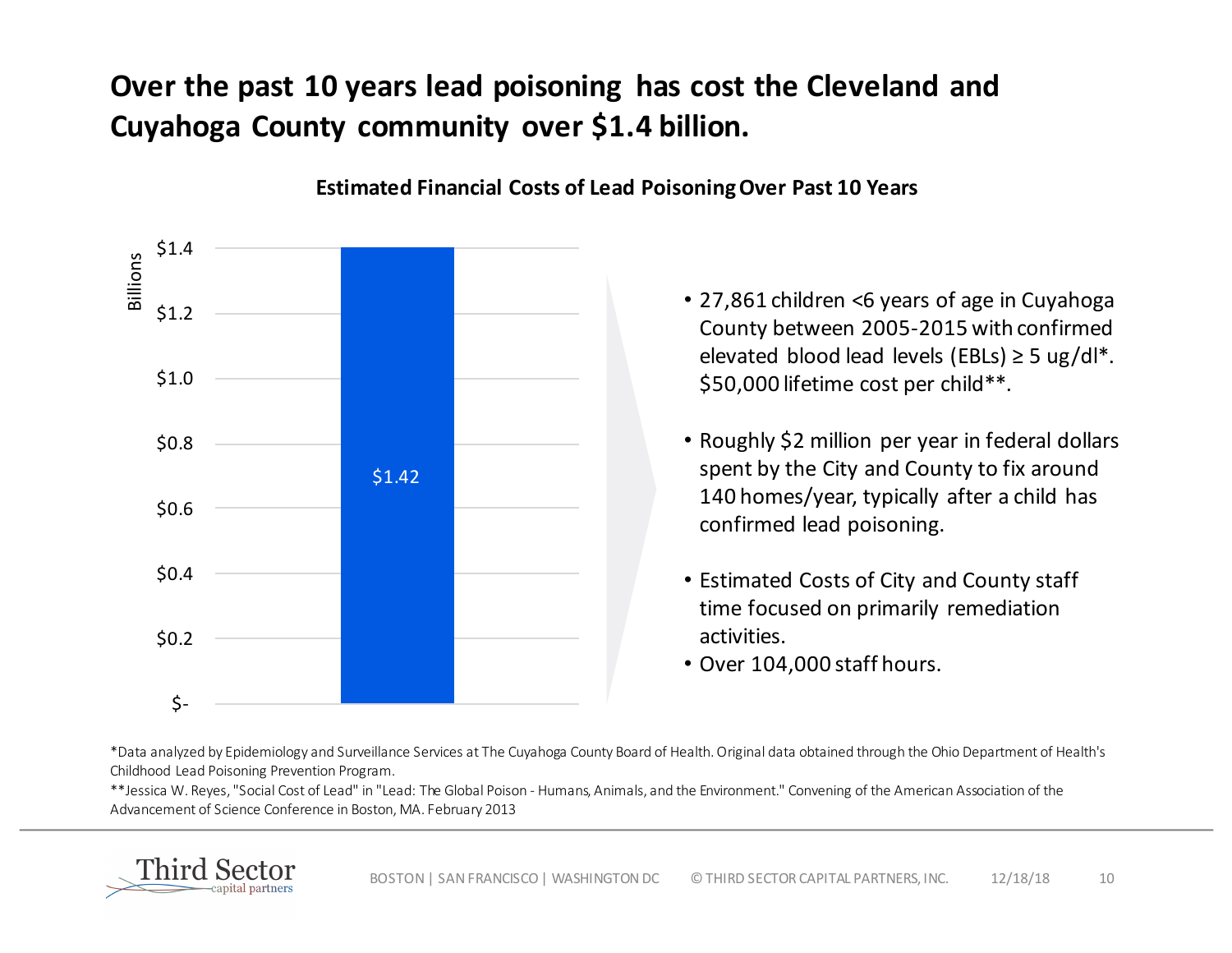# Over the past 10 years lead poisoning has cost the Cleveland and Cuyahoga County community over $1.4 billion.

**Estimated Financial Costs of Lead Poisoning Over Past 10 Years**

| | Billions |
|---|---|
| Estimated Financial Costs of Lead Poisoning Over Past 10 Years | $1.42 |

- 27,861 children <6 years of age in Cuyahoga County between 2005-2015 with confirmed elevated blood lead levels (EBLs) ≥ 5 ug/dl*. $50,000 lifetime cost per child**.
- Roughly $2 million per year in federal dollars spent by the City and County to fix around 140 homes/year, typically after a child has confirmed lead poisoning.
- Estimated Costs of City and County staff time focused on primarily remediation activities.
- Over 104,000 staff hours.

*Data analyzed by Epidemiology and Surveillance Services at The Cuyahoga County Board of Health. Original data obtained through the Ohio Department of Health's Childhood Lead Poisoning Prevention Program.

**Jessica W. Reyes, "Social Cost of Lead" in "Lead: The Global Poison - Humans, Animals, and the Environment." Convening of the American Association of the Advancement of Science Conference in Boston, MA. February 2013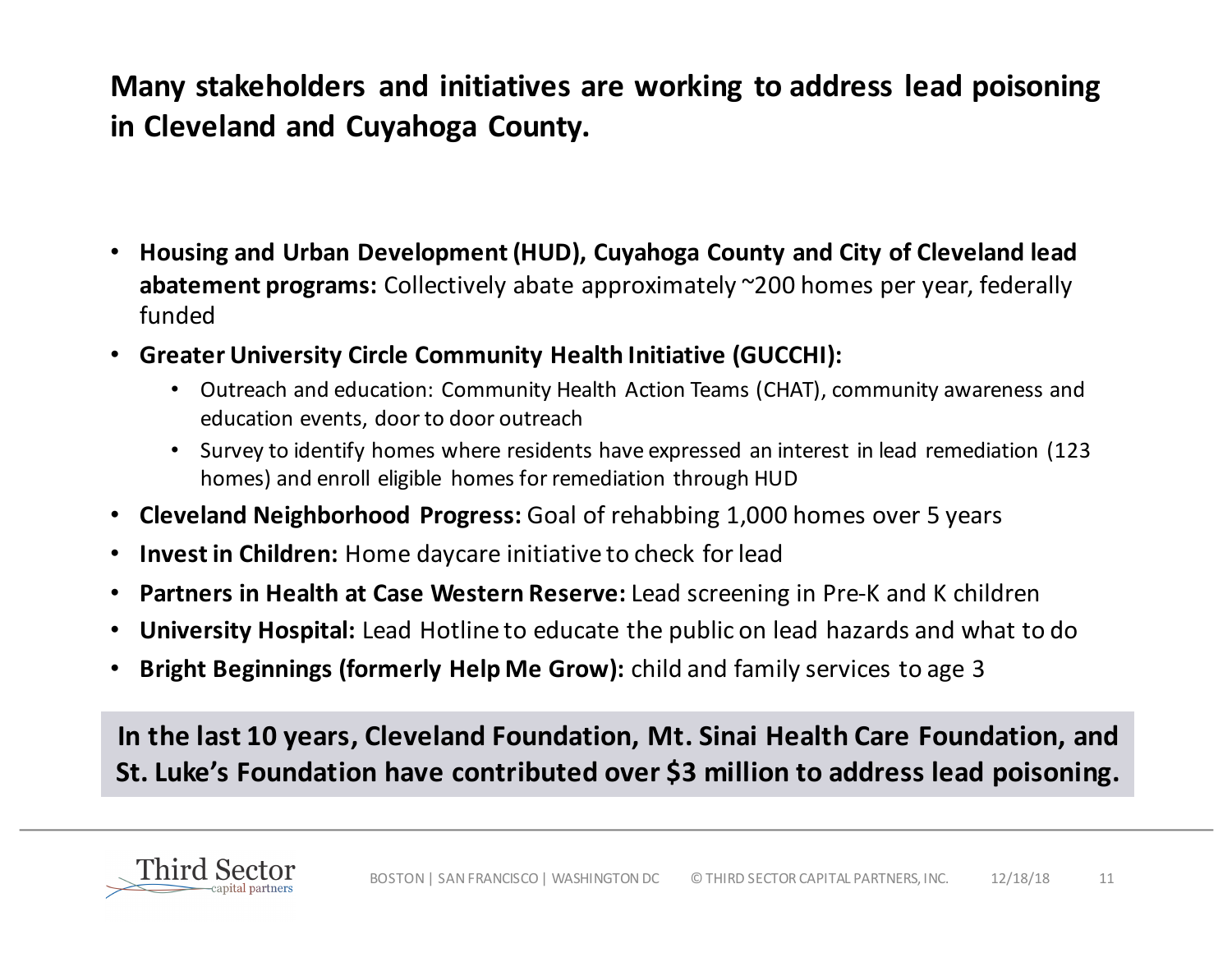## Many stakeholders and initiatives are working to address lead poisoning in Cleveland and Cuyahoga County.

- **Housing and Urban Development (HUD), Cuyahoga County and City of Cleveland lead abatement programs:** Collectively abate approximately ~200 homes per year, federally funded
- **Greater University Circle Community Health Initiative (GUCCHI):**
  - Outreach and education: Community Health Action Teams (CHAT), community awareness and education events, door to door outreach
  - Survey to identify homes where residents have expressed an interest in lead remediation (123 homes) and enroll eligible homes for remediation through HUD
- **Cleveland Neighborhood Progress:** Goal of rehabbing 1,000 homes over 5 years
- **Invest in Children:** Home daycare initiative to check for lead
- **Partners in Health at Case Western Reserve:** Lead screening in Pre-K and K children
- **University Hospital:** Lead Hotline to educate the public on lead hazards and what to do
- **Bright Beginnings (formerly Help Me Grow):** child and family services to age 3

**In the last 10 years, Cleveland Foundation, Mt. Sinai Health Care Foundation, and St. Luke's Foundation have contributed over $3 million to address lead poisoning.**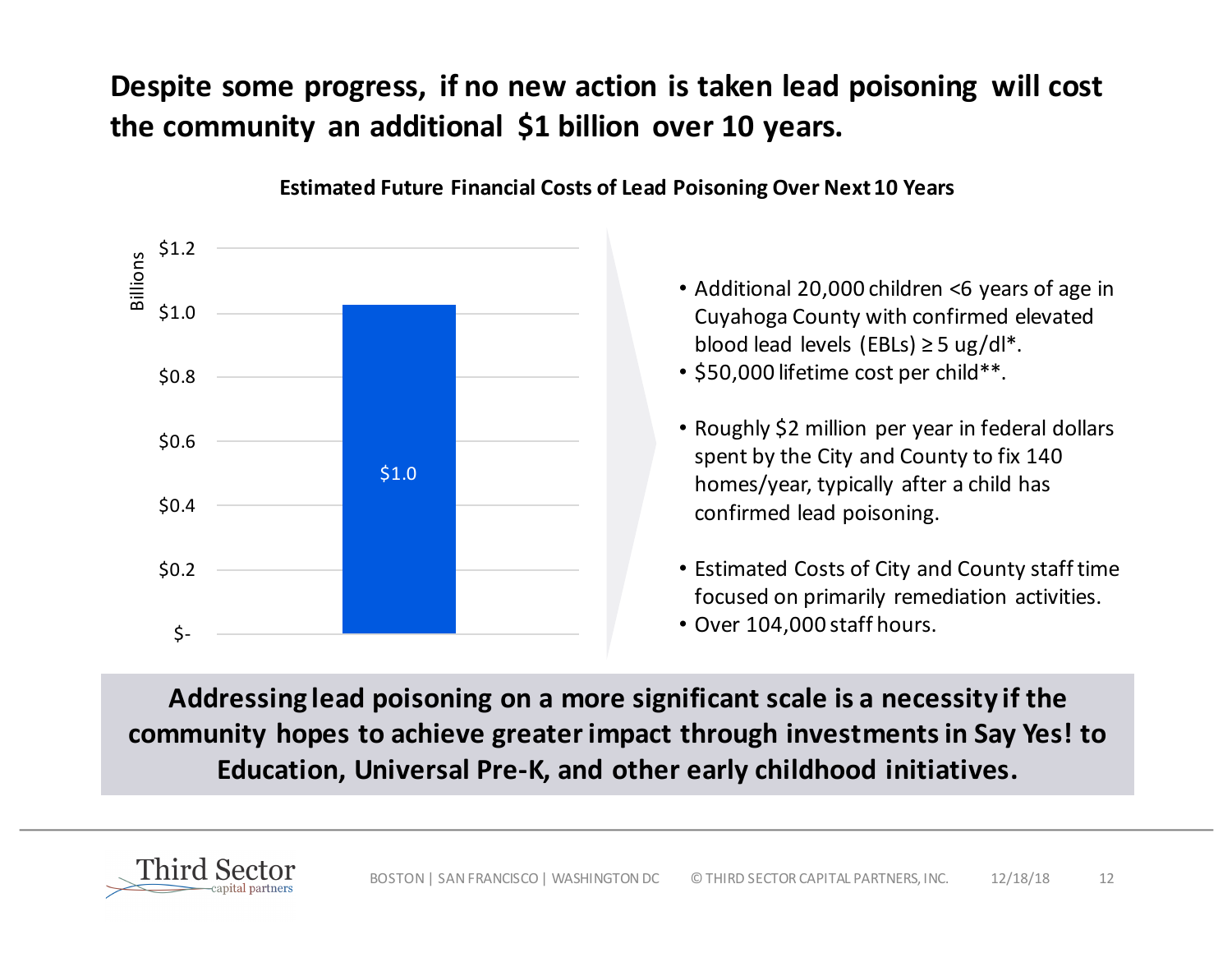# Despite some progress, if no new action is taken lead poisoning will cost the community an additional $1 billion over 10 years.

**Estimated Future Financial Costs of Lead Poisoning Over Next 10 Years**

| Billions | Value |
|---|---|
| Estimated future cost | $1.0 |

- Additional 20,000 children <6 years of age in Cuyahoga County with confirmed elevated blood lead levels (EBLs) ≥ 5 ug/dl*.
- $50,000 lifetime cost per child**.

- Roughly $2 million per year in federal dollars spent by the City and County to fix 140 homes/year, typically after a child has confirmed lead poisoning.

- Estimated Costs of City and County staff time focused on primarily remediation activities.
- Over 104,000 staff hours.

**Addressing lead poisoning on a more significant scale is a necessity if the community hopes to achieve greater impact through investments in Say Yes! to Education, Universal Pre-K, and other early childhood initiatives.**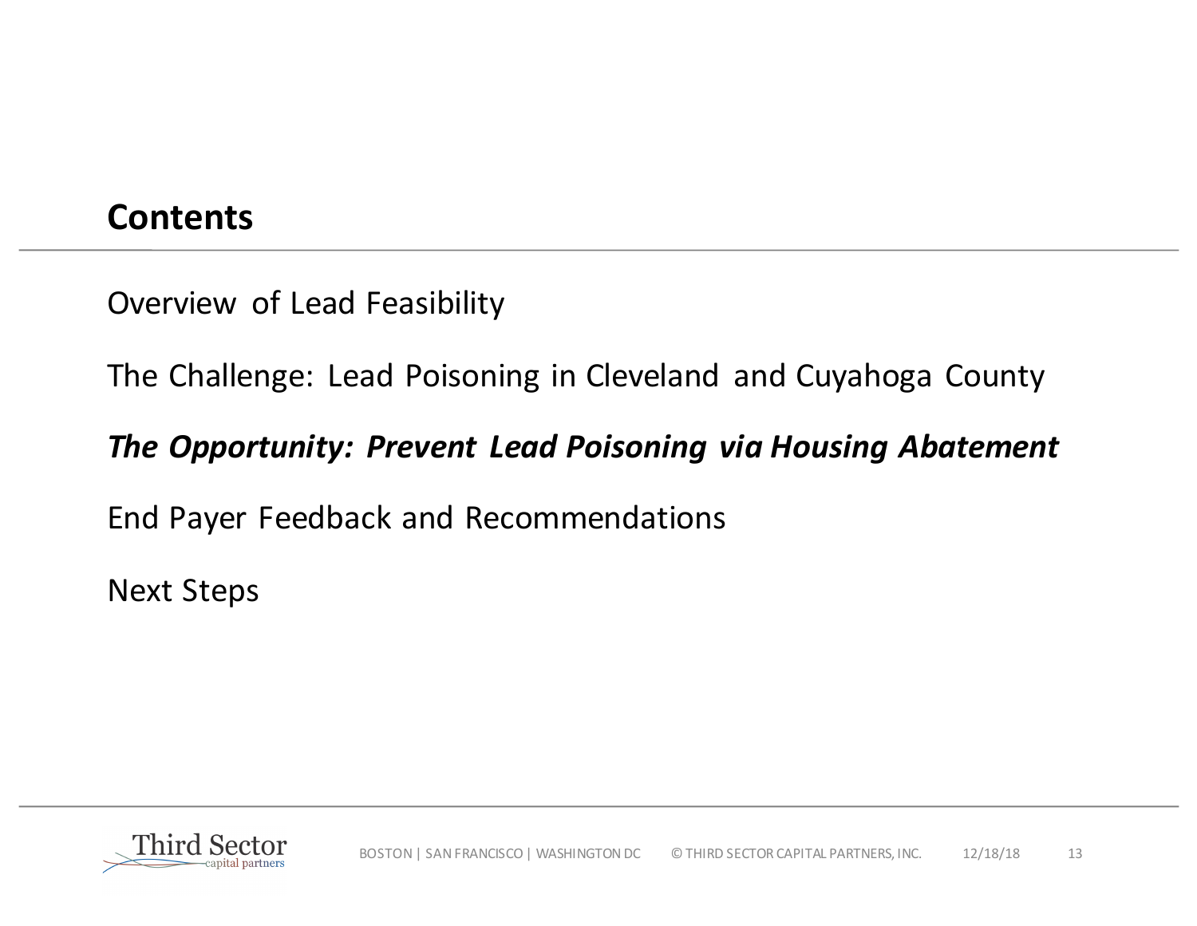## Contents

Overview of Lead Feasibility

The Challenge: Lead Poisoning in Cleveland and Cuyahoga County

***The Opportunity: Prevent Lead Poisoning via Housing Abatement***

End Payer Feedback and Recommendations

Next Steps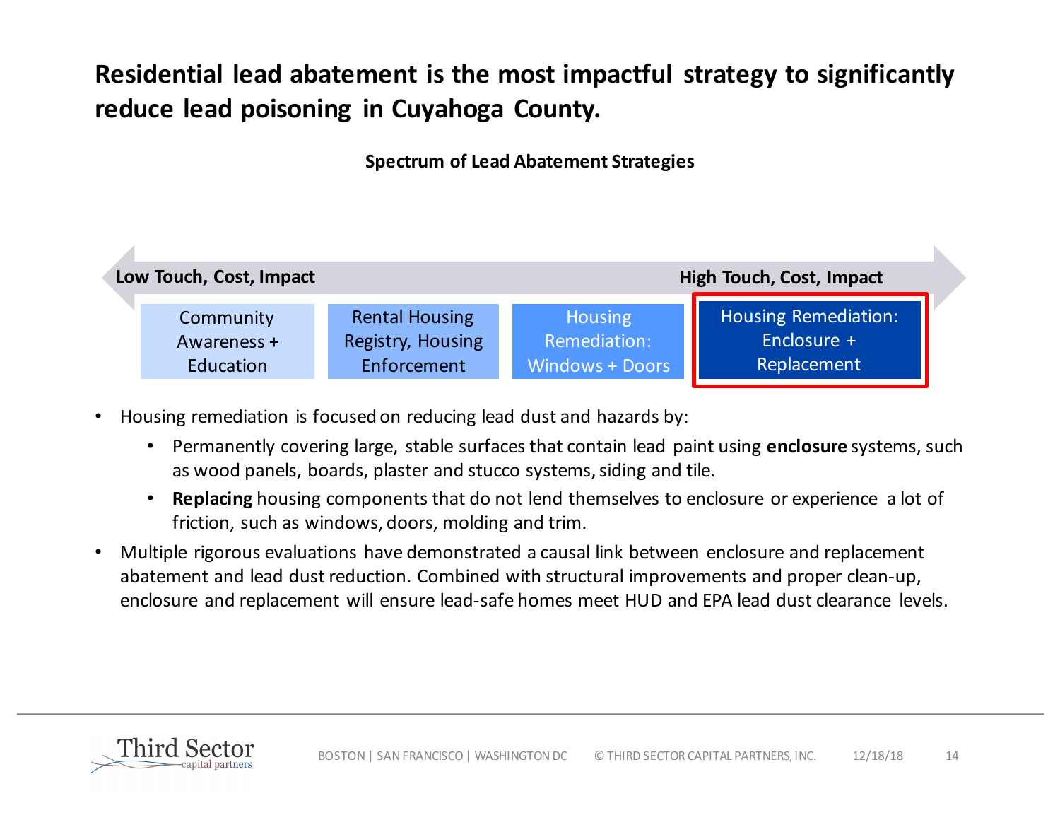# Residential lead abatement is the most impactful strategy to significantly reduce lead poisoning in Cuyahoga County.

**Spectrum of Lead Abatement Strategies**

**Low Touch, Cost, Impact** ⟷ **High Touch, Cost, Impact**

| Community Awareness + Education | Rental Housing Registry, Housing Enforcement | Housing Remediation: Windows + Doors | Housing Remediation: Enclosure + Replacement |
|---|---|---|---|

- Housing remediation is focused on reducing lead dust and hazards by:
  - Permanently covering large, stable surfaces that contain lead paint using **enclosure** systems, such as wood panels, boards, plaster and stucco systems, siding and tile.
  - **Replacing** housing components that do not lend themselves to enclosure or experience a lot of friction, such as windows, doors, molding and trim.
- Multiple rigorous evaluations have demonstrated a causal link between enclosure and replacement abatement and lead dust reduction. Combined with structural improvements and proper clean-up, enclosure and replacement will ensure lead-safe homes meet HUD and EPA lead dust clearance levels.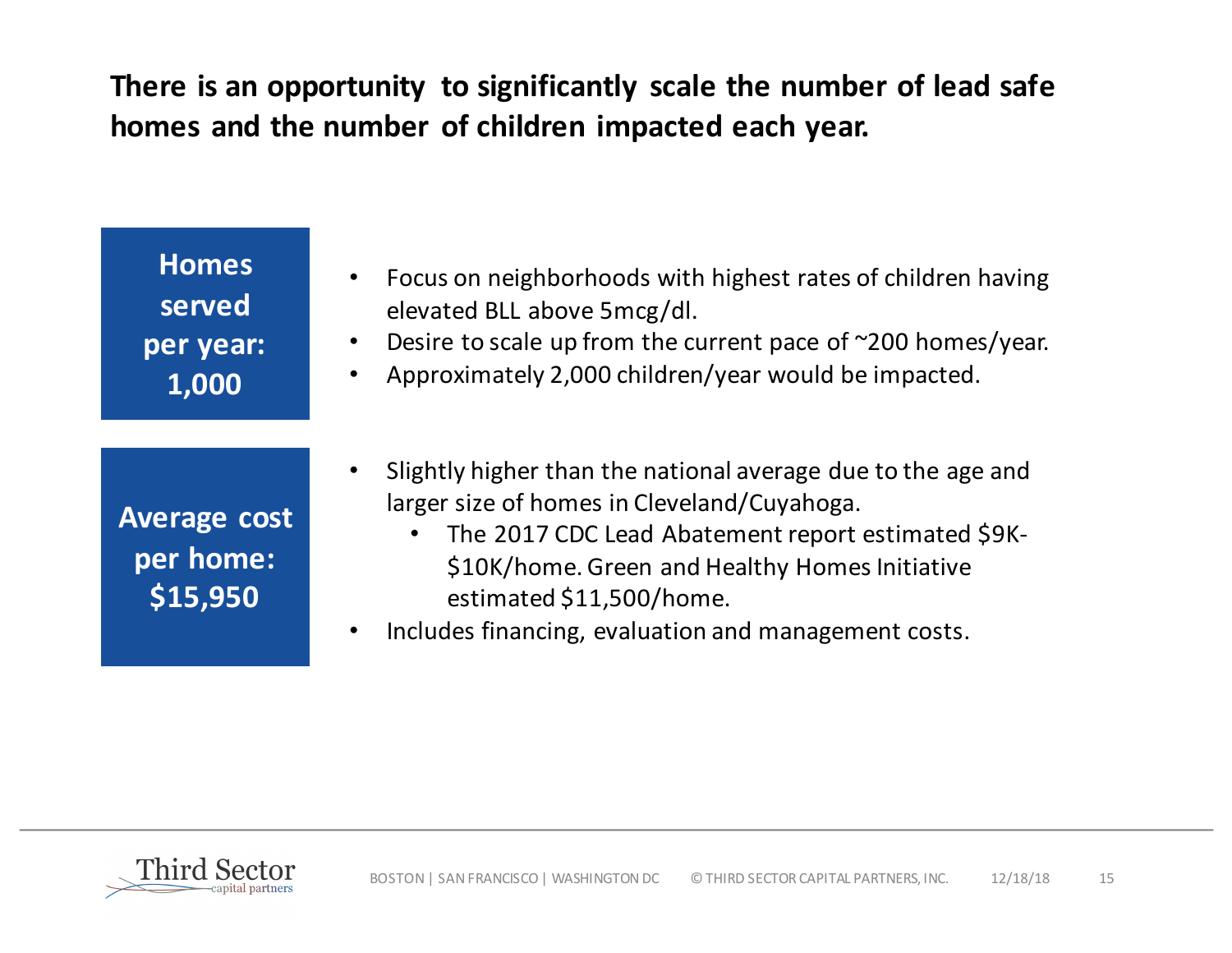## There is an opportunity to significantly scale the number of lead safe homes and the number of children impacted each year.

**Homes served per year: 1,000**

- Focus on neighborhoods with highest rates of children having elevated BLL above 5mcg/dl.
- Desire to scale up from the current pace of ~200 homes/year.
- Approximately 2,000 children/year would be impacted.

**Average cost per home: $15,950**

- Slightly higher than the national average due to the age and larger size of homes in Cleveland/Cuyahoga.
  - The 2017 CDC Lead Abatement report estimated $9K-$10K/home. Green and Healthy Homes Initiative estimated $11,500/home.
- Includes financing, evaluation and management costs.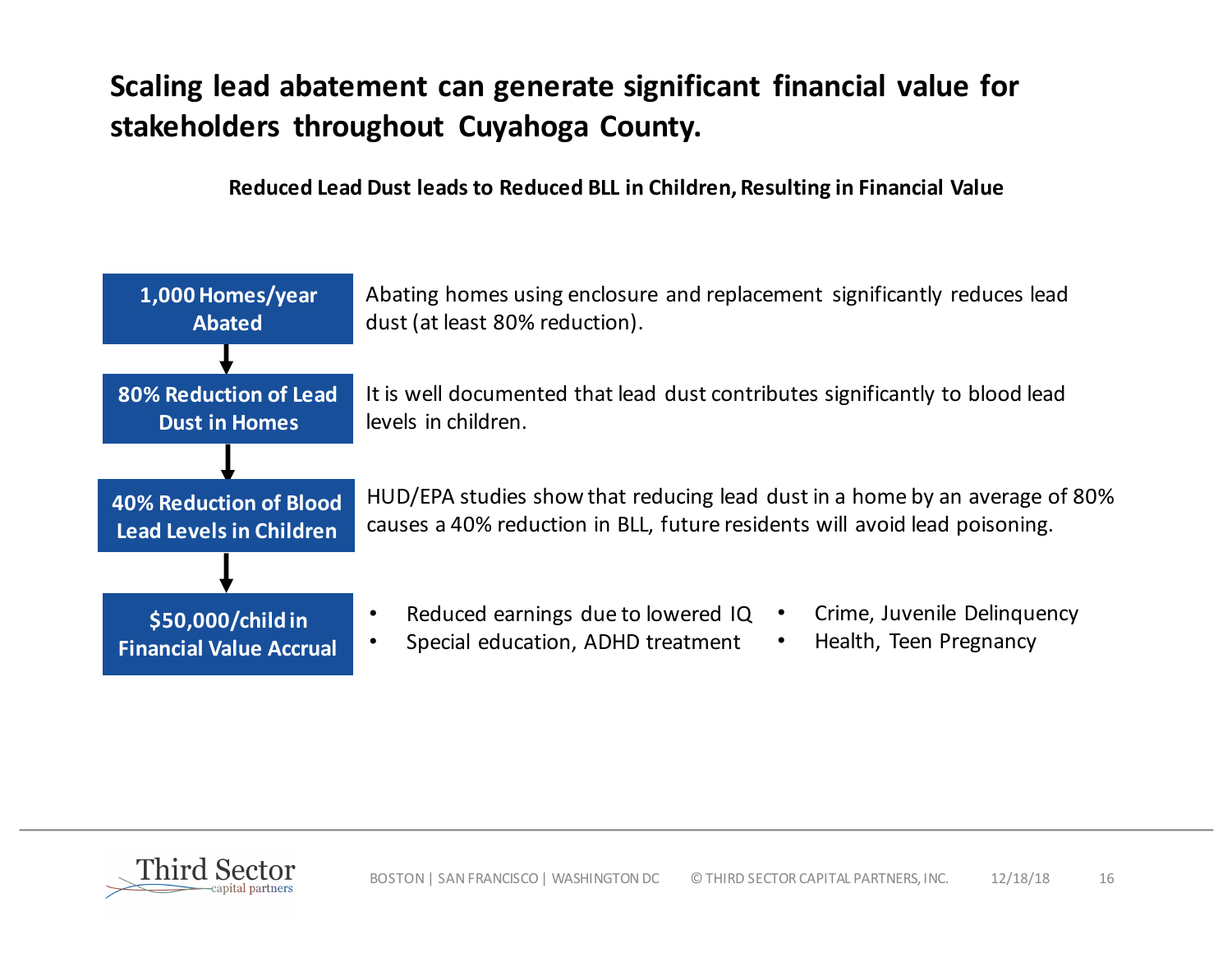# Scaling lead abatement can generate significant financial value for stakeholders throughout Cuyahoga County.

**Reduced Lead Dust leads to Reduced BLL in Children, Resulting in Financial Value**

**1,000 Homes/year Abated**

Abating homes using enclosure and replacement significantly reduces lead dust (at least 80% reduction).

↓

**80% Reduction of Lead Dust in Homes**

It is well documented that lead dust contributes significantly to blood lead levels in children.

↓

**40% Reduction of Blood Lead Levels in Children**

HUD/EPA studies show that reducing lead dust in a home by an average of 80% causes a 40% reduction in BLL, future residents will avoid lead poisoning.

↓

**$50,000/child in Financial Value Accrual**

- Reduced earnings due to lowered IQ
- Special education, ADHD treatment
- Crime, Juvenile Delinquency
- Health, Teen Pregnancy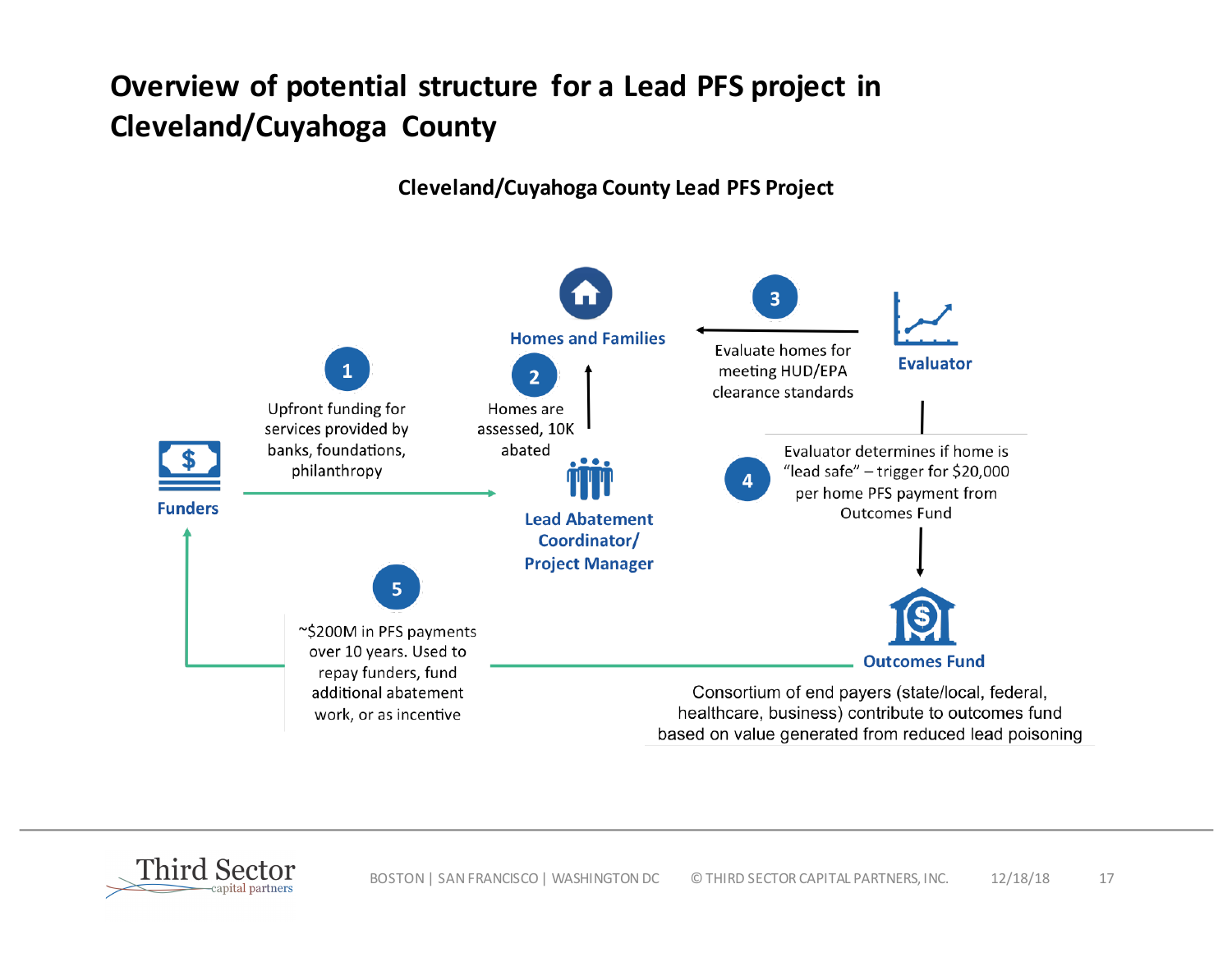# Overview of potential structure for a Lead PFS project in Cleveland/Cuyahoga County

**Cleveland/Cuyahoga County Lead PFS Project**

**Funders**

**1** Upfront funding for services provided by banks, foundations, philanthropy

**Lead Abatement Coordinator/ Project Manager**

**2** Homes are assessed, 10K abated

**Homes and Families**

**Evaluator**

**3** Evaluate homes for meeting HUD/EPA clearance standards

**4** Evaluator determines if home is "lead safe" – trigger for $20,000 per home PFS payment from Outcomes Fund

**Outcomes Fund**

Consortium of end payers (state/local, federal, healthcare, business) contribute to outcomes fund based on value generated from reduced lead poisoning

**5** ~$200M in PFS payments over 10 years. Used to repay funders, fund additional abatement work, or as incentive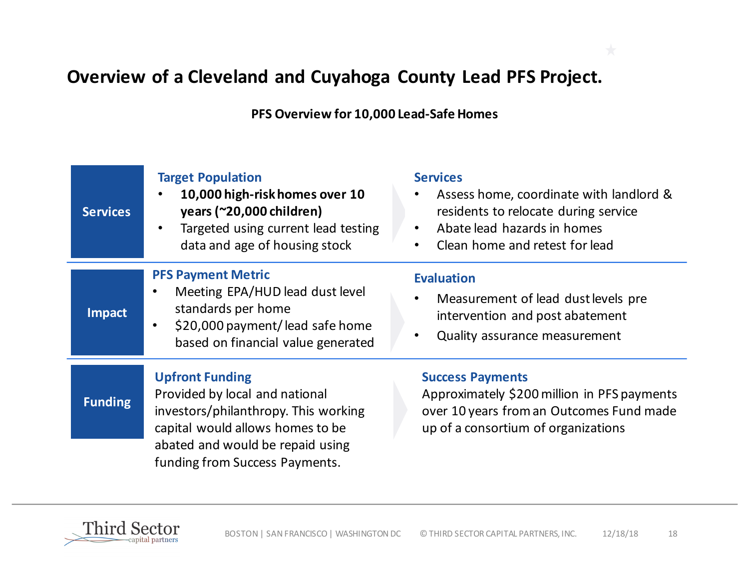# Overview of a Cleveland and Cuyahoga County Lead PFS Project.

**PFS Overview for 10,000 Lead-Safe Homes**

## Services

### Target Population

- **10,000 high-risk homes over 10 years (~20,000 children)**
- Targeted using current lead testing data and age of housing stock

### Services

- Assess home, coordinate with landlord & residents to relocate during service
- Abate lead hazards in homes
- Clean home and retest for lead

## Impact

### PFS Payment Metric

- Meeting EPA/HUD lead dust level standards per home
- $20,000 payment/ lead safe home based on financial value generated

### Evaluation

- Measurement of lead dust levels pre intervention and post abatement
- Quality assurance measurement

## Funding

### Upfront Funding

Provided by local and national investors/philanthropy. This working capital would allows homes to be abated and would be repaid using funding from Success Payments.

### Success Payments

Approximately $200 million in PFS payments over 10 years from an Outcomes Fund made up of a consortium of organizations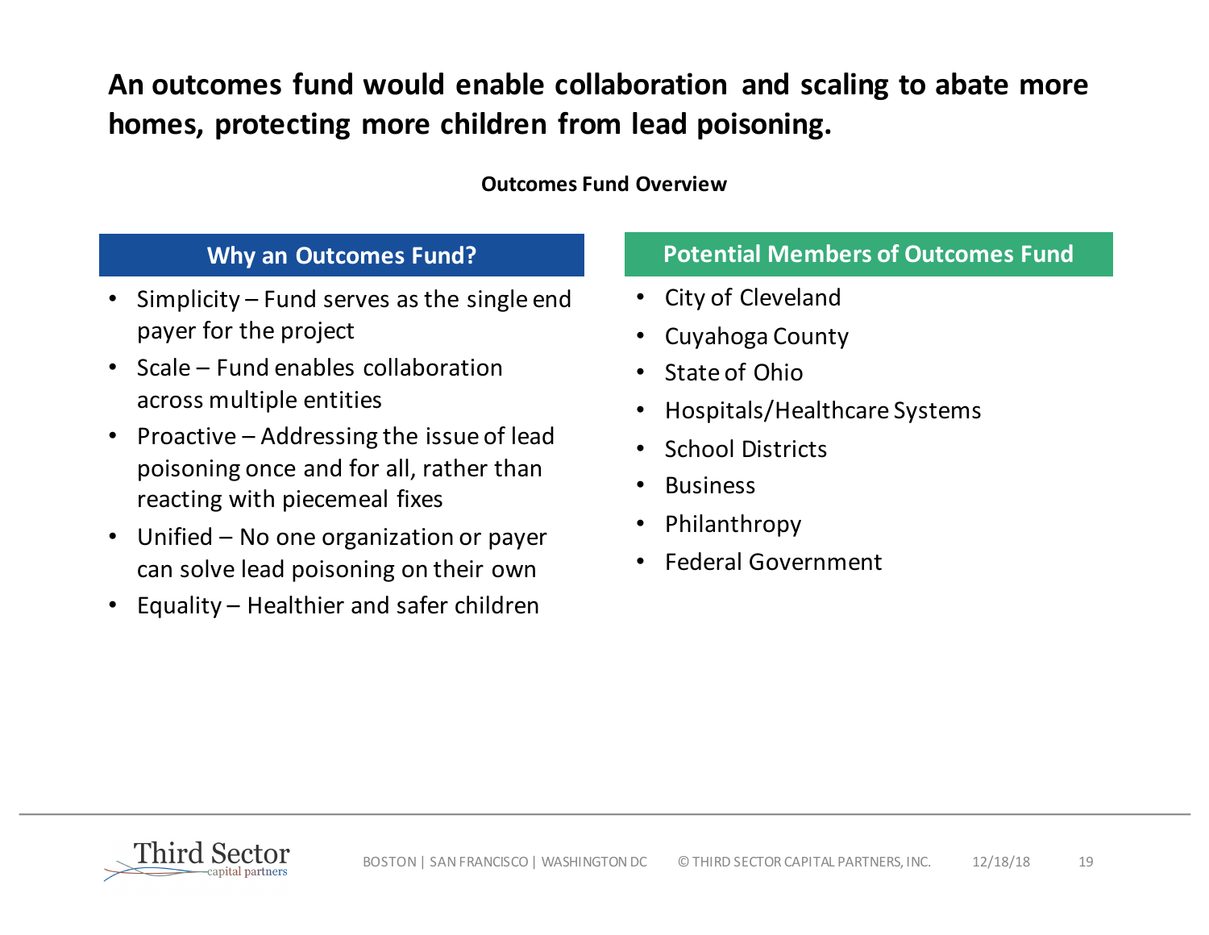# An outcomes fund would enable collaboration and scaling to abate more homes, protecting more children from lead poisoning.

**Outcomes Fund Overview**

## Why an Outcomes Fund?

- Simplicity – Fund serves as the single end payer for the project
- Scale – Fund enables collaboration across multiple entities
- Proactive – Addressing the issue of lead poisoning once and for all, rather than reacting with piecemeal fixes
- Unified – No one organization or payer can solve lead poisoning on their own
- Equality – Healthier and safer children

## Potential Members of Outcomes Fund

- City of Cleveland
- Cuyahoga County
- State of Ohio
- Hospitals/Healthcare Systems
- School Districts
- Business
- Philanthropy
- Federal Government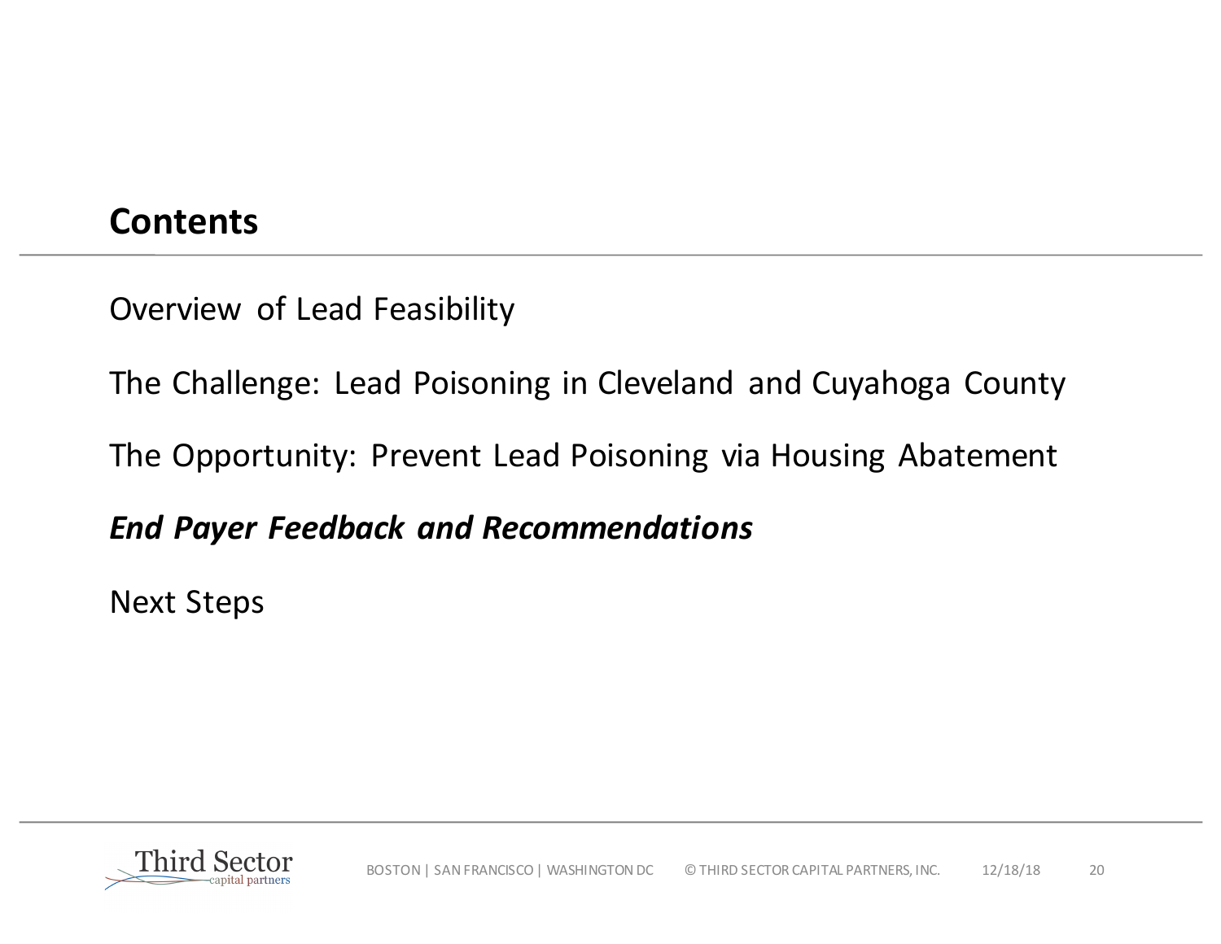## Contents

Overview of Lead Feasibility

The Challenge: Lead Poisoning in Cleveland and Cuyahoga County

The Opportunity: Prevent Lead Poisoning via Housing Abatement

***End Payer Feedback and Recommendations***

Next Steps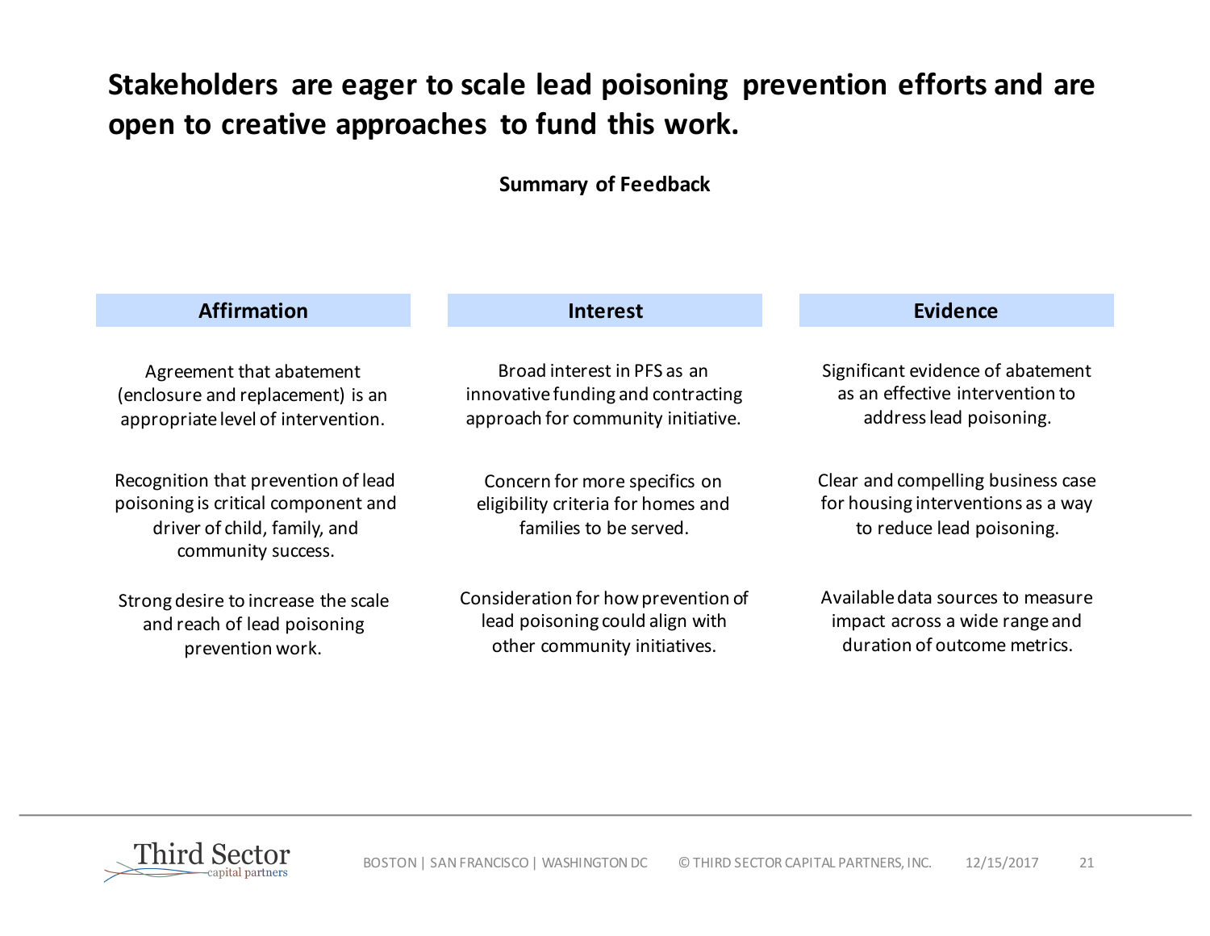# Stakeholders are eager to scale lead poisoning prevention efforts and are open to creative approaches to fund this work.

### Summary of Feedback

| Affirmation | Interest | Evidence |
|---|---|---|
| Agreement that abatement (enclosure and replacement) is an appropriate level of intervention. | Broad interest in PFS as an innovative funding and contracting approach for community initiative. | Significant evidence of abatement as an effective intervention to address lead poisoning. |
| Recognition that prevention of lead poisoning is critical component and driver of child, family, and community success. | Concern for more specifics on eligibility criteria for homes and families to be served. | Clear and compelling business case for housing interventions as a way to reduce lead poisoning. |
| Strong desire to increase the scale and reach of lead poisoning prevention work. | Consideration for how prevention of lead poisoning could align with other community initiatives. | Available data sources to measure impact across a wide range and duration of outcome metrics. |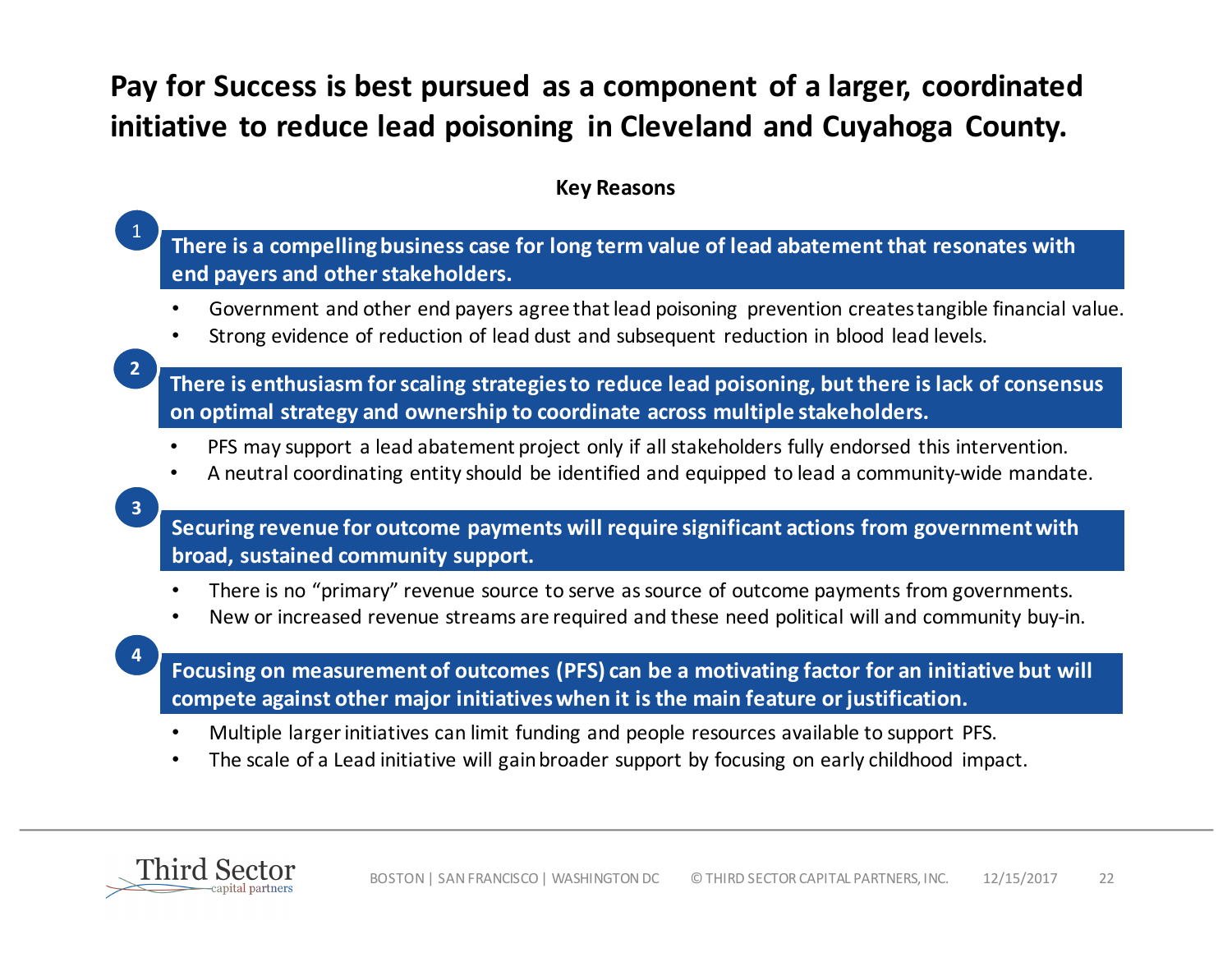# Pay for Success is best pursued as a component of a larger, coordinated initiative to reduce lead poisoning in Cleveland and Cuyahoga County.

**Key Reasons**

**1. There is a compelling business case for long term value of lead abatement that resonates with end payers and other stakeholders.**

- Government and other end payers agree that lead poisoning prevention creates tangible financial value.
- Strong evidence of reduction of lead dust and subsequent reduction in blood lead levels.

**2. There is enthusiasm for scaling strategies to reduce lead poisoning, but there is lack of consensus on optimal strategy and ownership to coordinate across multiple stakeholders.**

- PFS may support a lead abatement project only if all stakeholders fully endorsed this intervention.
- A neutral coordinating entity should be identified and equipped to lead a community-wide mandate.

**3. Securing revenue for outcome payments will require significant actions from government with broad, sustained community support.**

- There is no "primary" revenue source to serve as source of outcome payments from governments.
- New or increased revenue streams are required and these need political will and community buy-in.

**4. Focusing on measurement of outcomes (PFS) can be a motivating factor for an initiative but will compete against other major initiatives when it is the main feature or justification.**

- Multiple larger initiatives can limit funding and people resources available to support PFS.
- The scale of a Lead initiative will gain broader support by focusing on early childhood impact.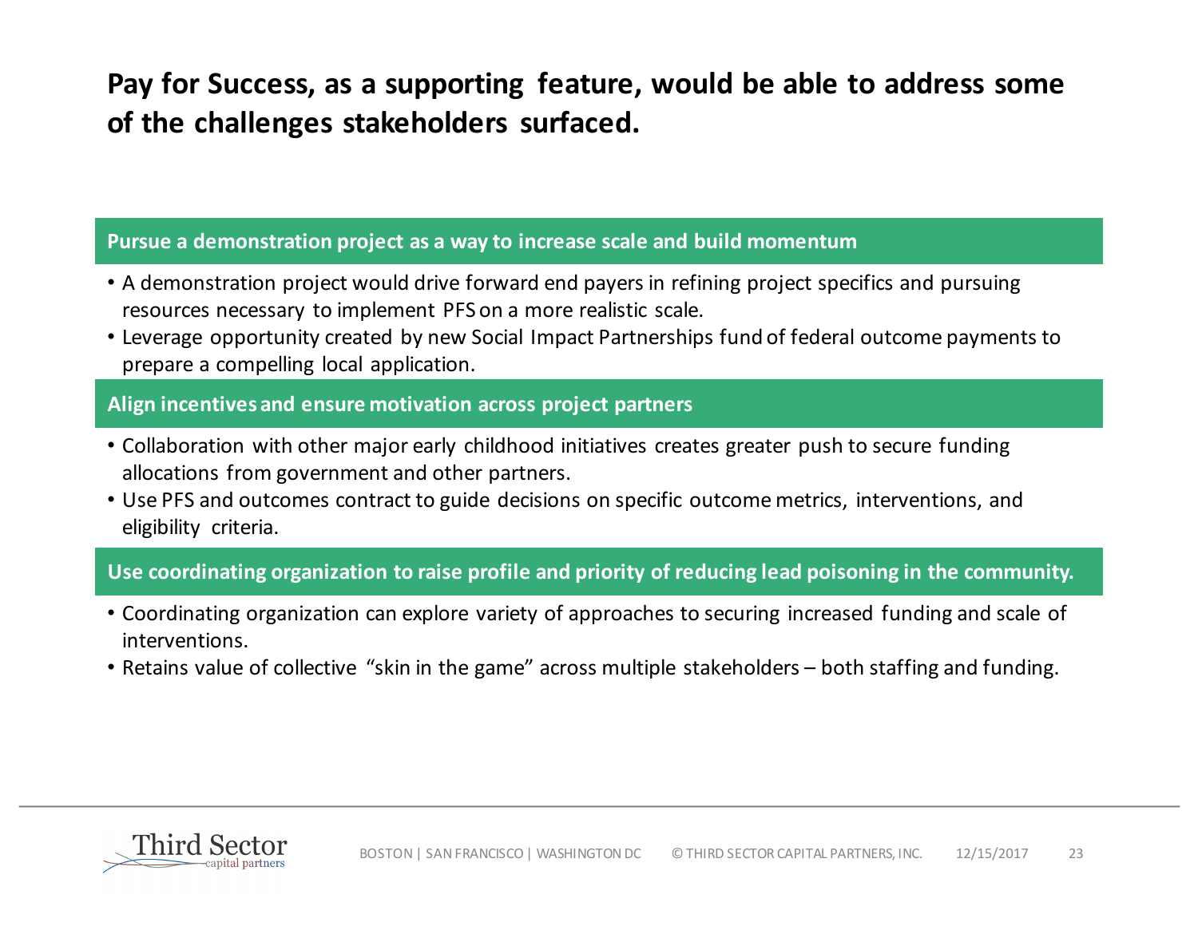# Pay for Success, as a supporting feature, would be able to address some of the challenges stakeholders surfaced.

## Pursue a demonstration project as a way to increase scale and build momentum

- A demonstration project would drive forward end payers in refining project specifics and pursuing resources necessary to implement PFS on a more realistic scale.
- Leverage opportunity created by new Social Impact Partnerships fund of federal outcome payments to prepare a compelling local application.

## Align incentives and ensure motivation across project partners

- Collaboration with other major early childhood initiatives creates greater push to secure funding allocations from government and other partners.
- Use PFS and outcomes contract to guide decisions on specific outcome metrics, interventions, and eligibility criteria.

## Use coordinating organization to raise profile and priority of reducing lead poisoning in the community.

- Coordinating organization can explore variety of approaches to securing increased funding and scale of interventions.
- Retains value of collective "skin in the game" across multiple stakeholders – both staffing and funding.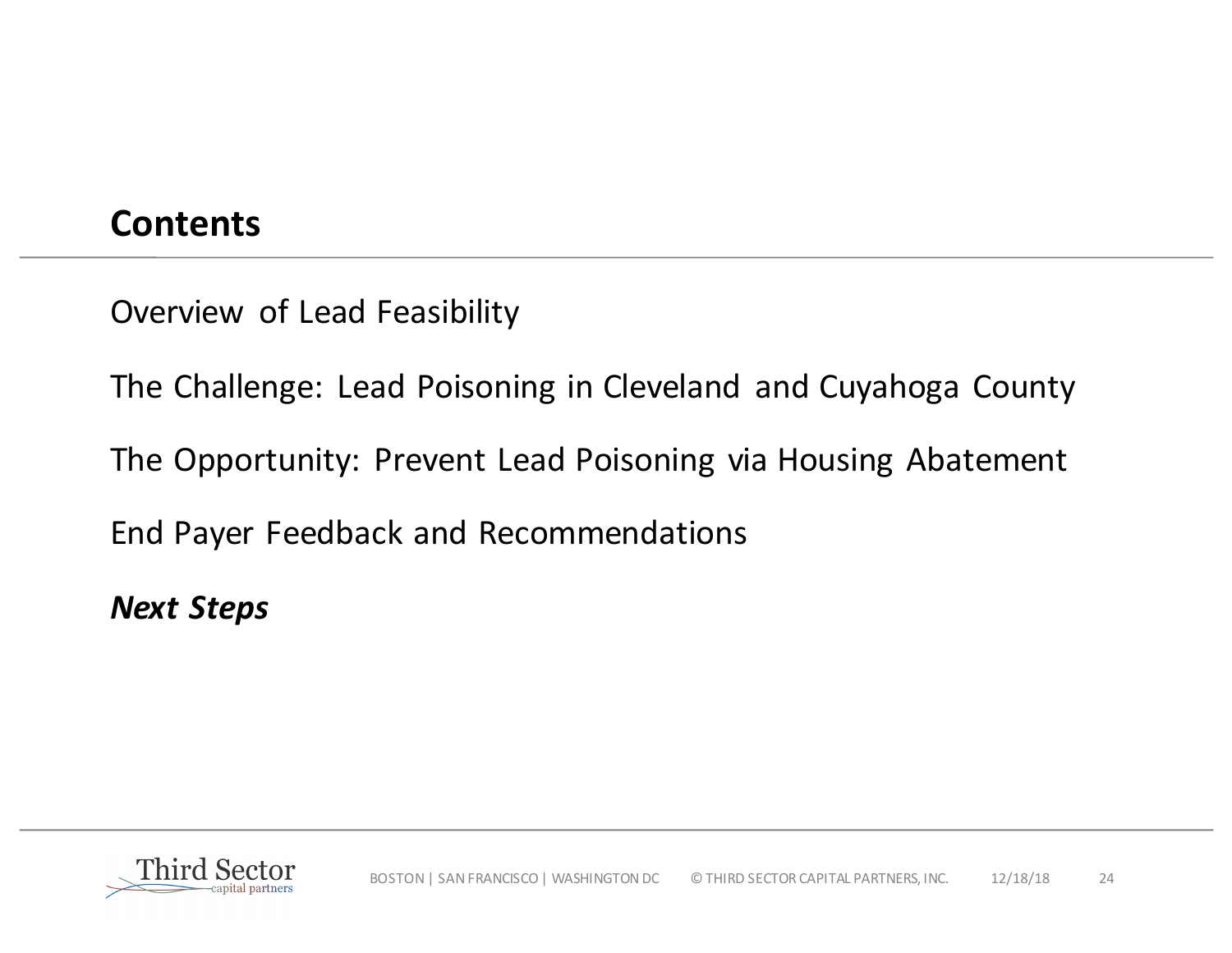## Contents

Overview of Lead Feasibility

The Challenge: Lead Poisoning in Cleveland and Cuyahoga County

The Opportunity: Prevent Lead Poisoning via Housing Abatement

End Payer Feedback and Recommendations

***Next Steps***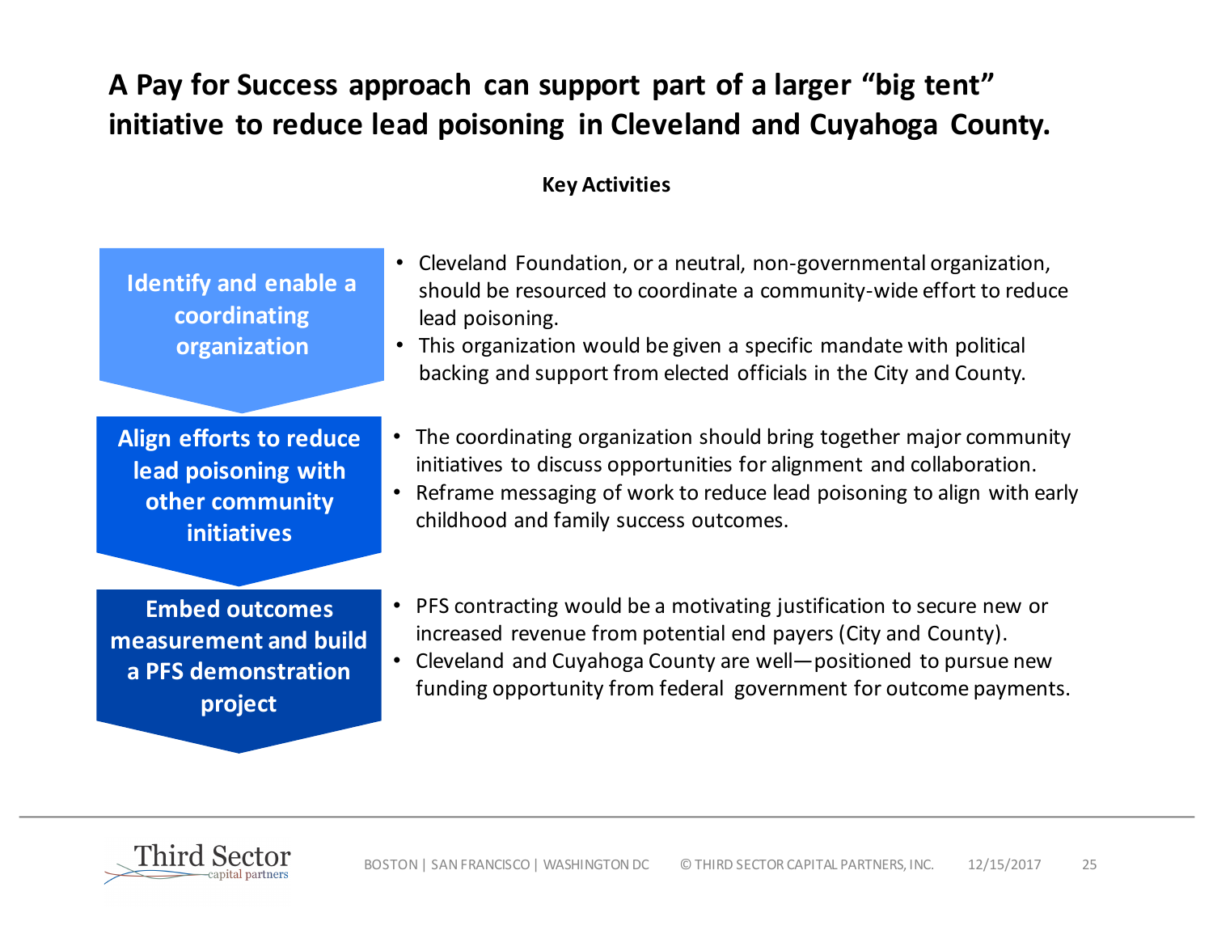# A Pay for Success approach can support part of a larger "big tent" initiative to reduce lead poisoning in Cleveland and Cuyahoga County.

**Key Activities**

| | |
|---|---|
| **Identify and enable a coordinating organization** | • Cleveland Foundation, or a neutral, non-governmental organization, should be resourced to coordinate a community-wide effort to reduce lead poisoning.<br>• This organization would be given a specific mandate with political backing and support from elected officials in the City and County. |
| **Align efforts to reduce lead poisoning with other community initiatives** | • The coordinating organization should bring together major community initiatives to discuss opportunities for alignment and collaboration.<br>• Reframe messaging of work to reduce lead poisoning to align with early childhood and family success outcomes. |
| **Embed outcomes measurement and build a PFS demonstration project** | • PFS contracting would be a motivating justification to secure new or increased revenue from potential end payers (City and County).<br>• Cleveland and Cuyahoga County are well—positioned to pursue new funding opportunity from federal government for outcome payments. |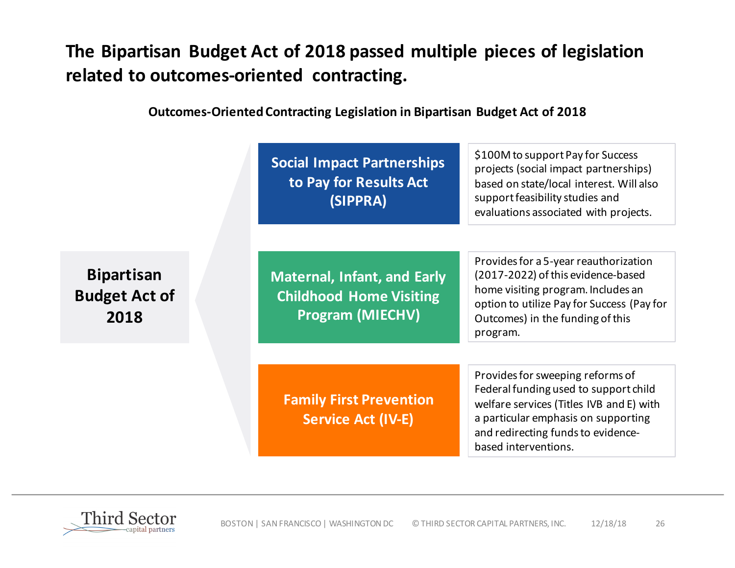# The Bipartisan Budget Act of 2018 passed multiple pieces of legislation related to outcomes-oriented contracting.

**Outcomes-Oriented Contracting Legislation in Bipartisan Budget Act of 2018**

**Bipartisan Budget Act of 2018**

| Legislation | Description |
| --- | --- |
| **Social Impact Partnerships to Pay for Results Act (SIPPRA)** | $100M to support Pay for Success projects (social impact partnerships) based on state/local interest. Will also support feasibility studies and evaluations associated with projects. |
| **Maternal, Infant, and Early Childhood Home Visiting Program (MIECHV)** | Provides for a 5-year reauthorization (2017-2022) of this evidence-based home visiting program. Includes an option to utilize Pay for Success (Pay for Outcomes) in the funding of this program. |
| **Family First Prevention Service Act (IV-E)** | Provides for sweeping reforms of Federal funding used to support child welfare services (Titles IVB and E) with a particular emphasis on supporting and redirecting funds to evidence-based interventions. |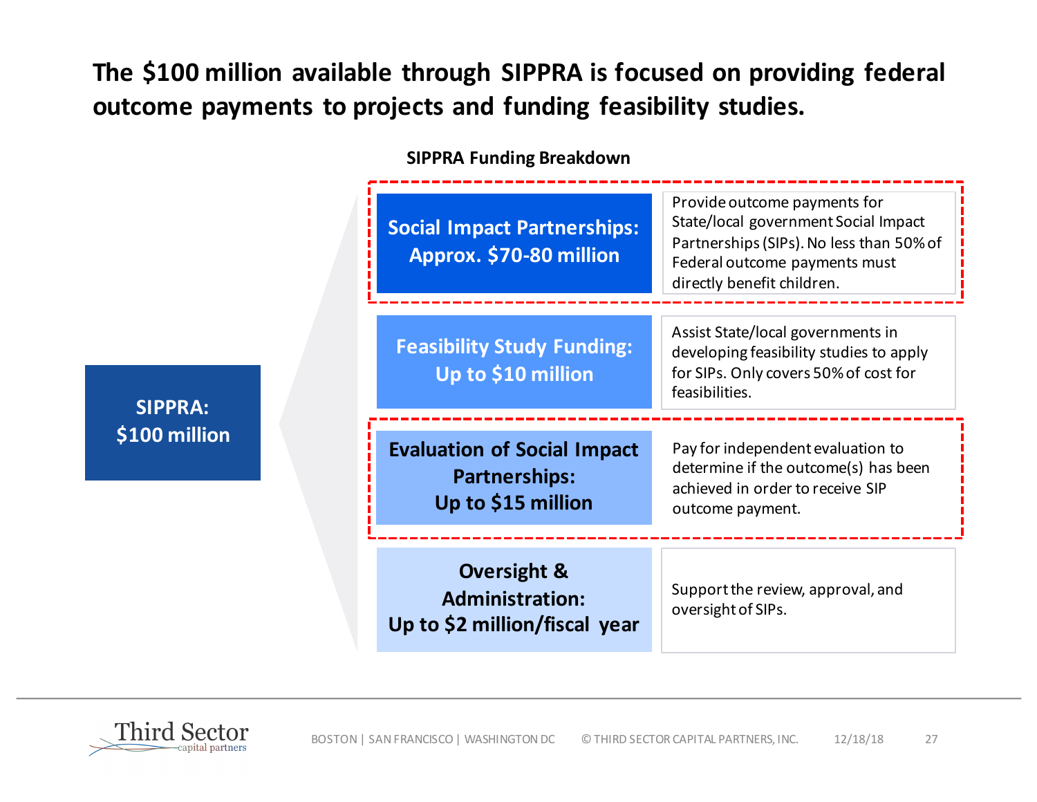# The $100 million available through SIPPRA is focused on providing federal outcome payments to projects and funding feasibility studies.

**SIPPRA Funding Breakdown**

**SIPPRA: $100 million**

| Funding Category | Description |
|---|---|
| **Social Impact Partnerships: Approx. $70-80 million** | Provide outcome payments for State/local government Social Impact Partnerships (SIPs). No less than 50% of Federal outcome payments must directly benefit children. |
| **Feasibility Study Funding: Up to $10 million** | Assist State/local governments in developing feasibility studies to apply for SIPs. Only covers 50% of cost for feasibilities. |
| **Evaluation of Social Impact Partnerships: Up to $15 million** | Pay for independent evaluation to determine if the outcome(s) has been achieved in order to receive SIP outcome payment. |
| **Oversight & Administration: Up to $2 million/fiscal year** | Support the review, approval, and oversight of SIPs. |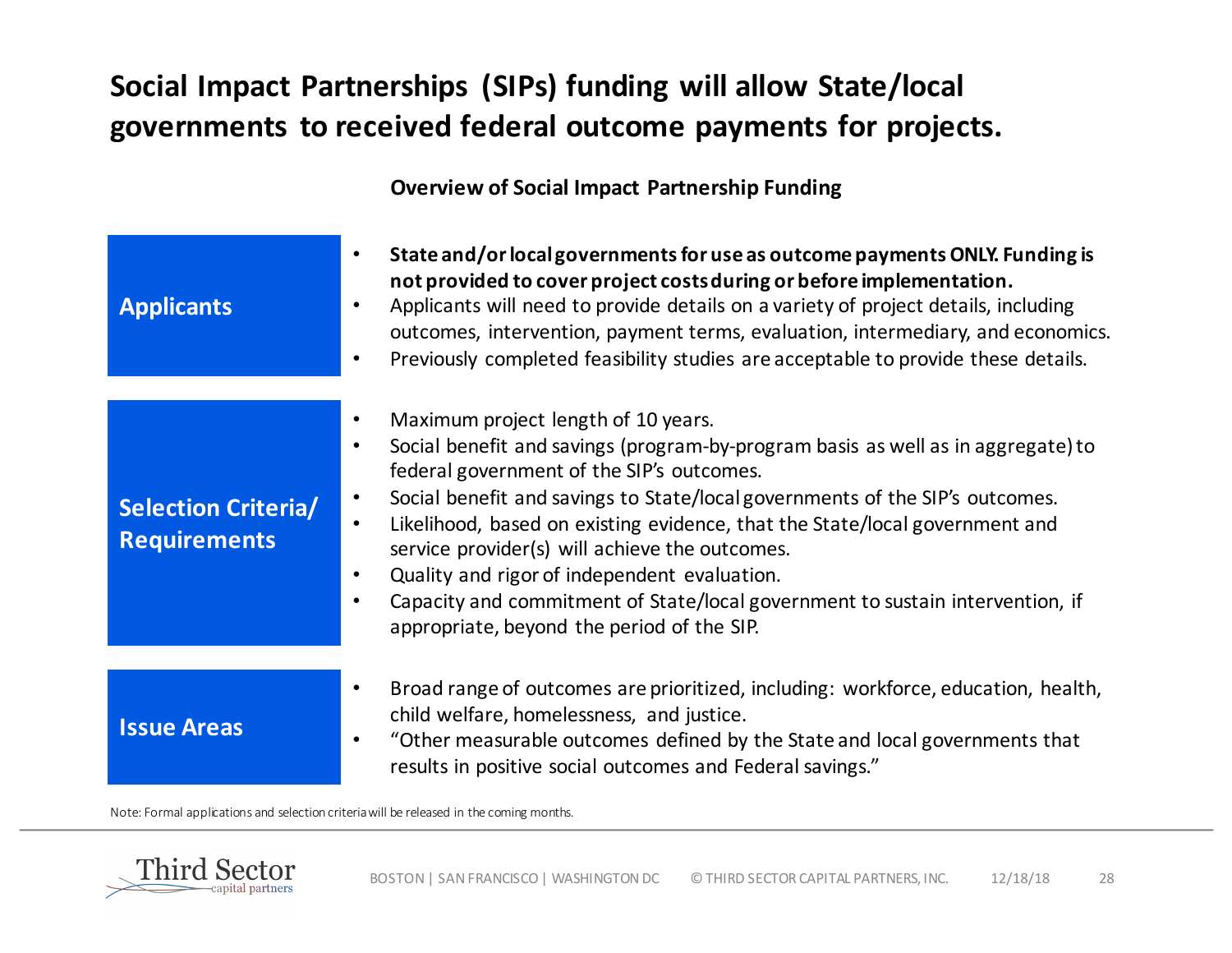# Social Impact Partnerships (SIPs) funding will allow State/local governments to received federal outcome payments for projects.

**Overview of Social Impact Partnership Funding**

| | |
|---|---|
| **Applicants** | • **State and/or local governments for use as outcome payments ONLY. Funding is not provided to cover project costs during or before implementation.**<br>• Applicants will need to provide details on a variety of project details, including outcomes, intervention, payment terms, evaluation, intermediary, and economics.<br>• Previously completed feasibility studies are acceptable to provide these details. |
| **Selection Criteria/ Requirements** | • Maximum project length of 10 years.<br>• Social benefit and savings (program-by-program basis as well as in aggregate) to federal government of the SIP's outcomes.<br>• Social benefit and savings to State/local governments of the SIP's outcomes.<br>• Likelihood, based on existing evidence, that the State/local government and service provider(s) will achieve the outcomes.<br>• Quality and rigor of independent evaluation.<br>• Capacity and commitment of State/local government to sustain intervention, if appropriate, beyond the period of the SIP. |
| **Issue Areas** | • Broad range of outcomes are prioritized, including: workforce, education, health, child welfare, homelessness, and justice.<br>• "Other measurable outcomes defined by the State and local governments that results in positive social outcomes and Federal savings." |

Note: Formal applications and selection criteria will be released in the coming months.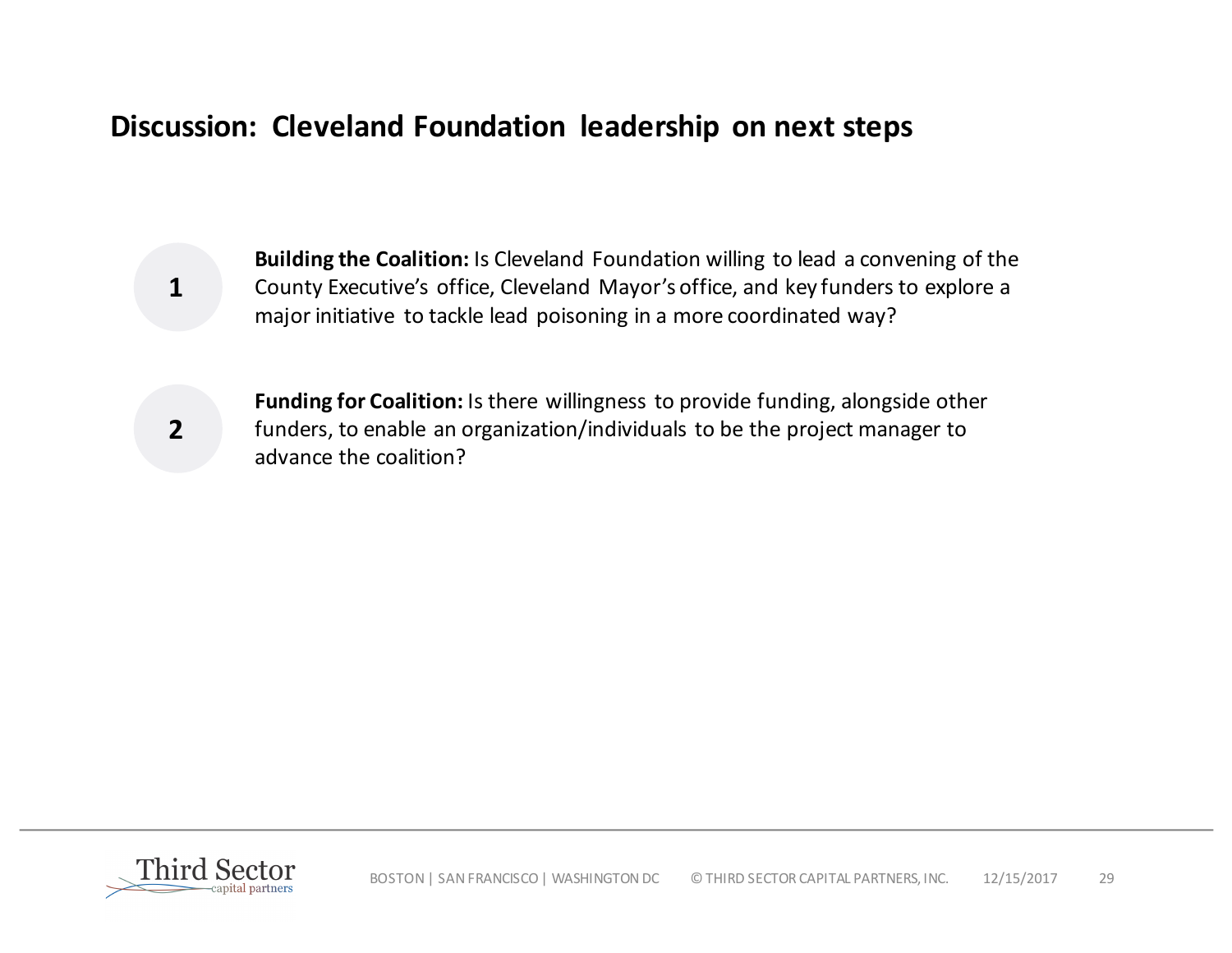## Discussion: Cleveland Foundation leadership on next steps

1. **Building the Coalition:** Is Cleveland Foundation willing to lead a convening of the County Executive's office, Cleveland Mayor's office, and key funders to explore a major initiative to tackle lead poisoning in a more coordinated way?

2. **Funding for Coalition:** Is there willingness to provide funding, alongside other funders, to enable an organization/individuals to be the project manager to advance the coalition?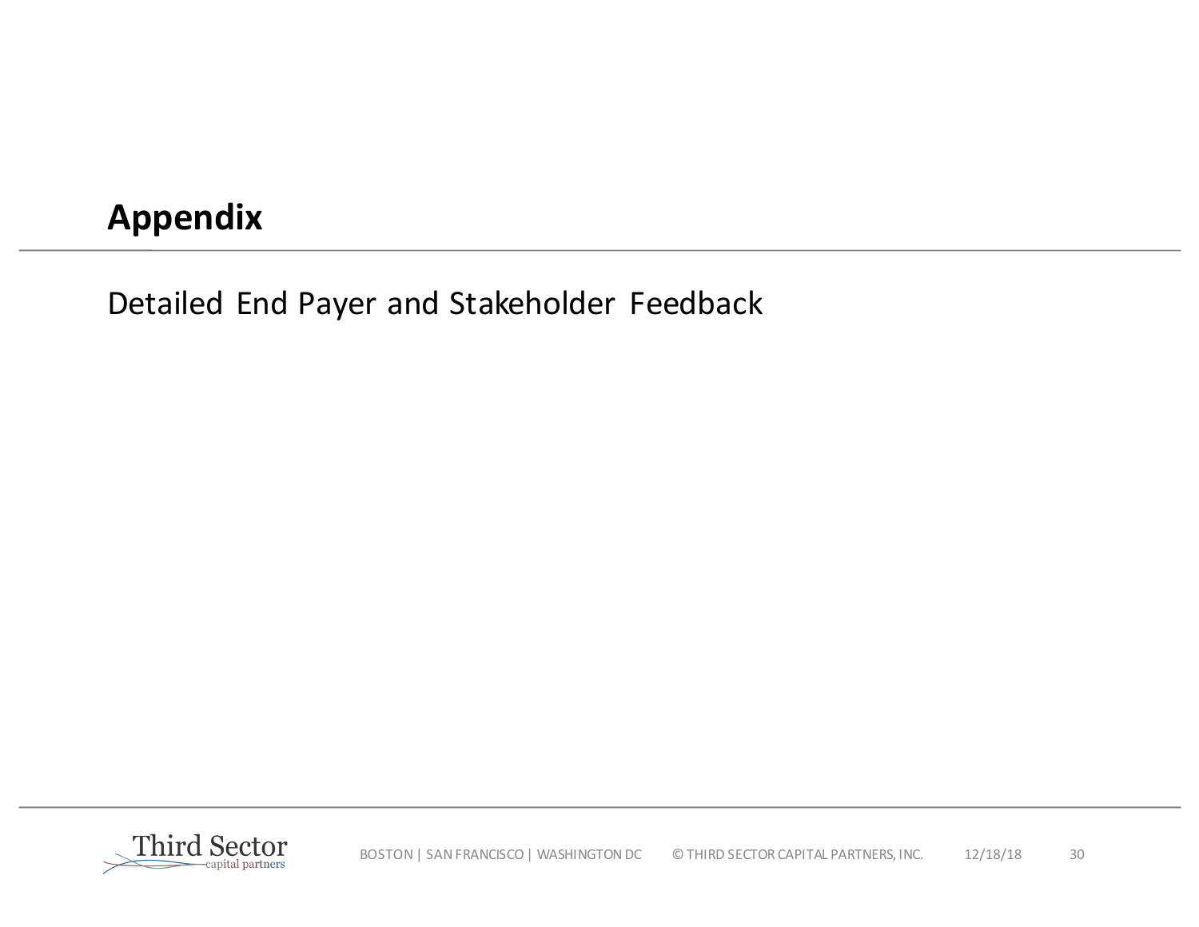# Appendix

Detailed End Payer and Stakeholder Feedback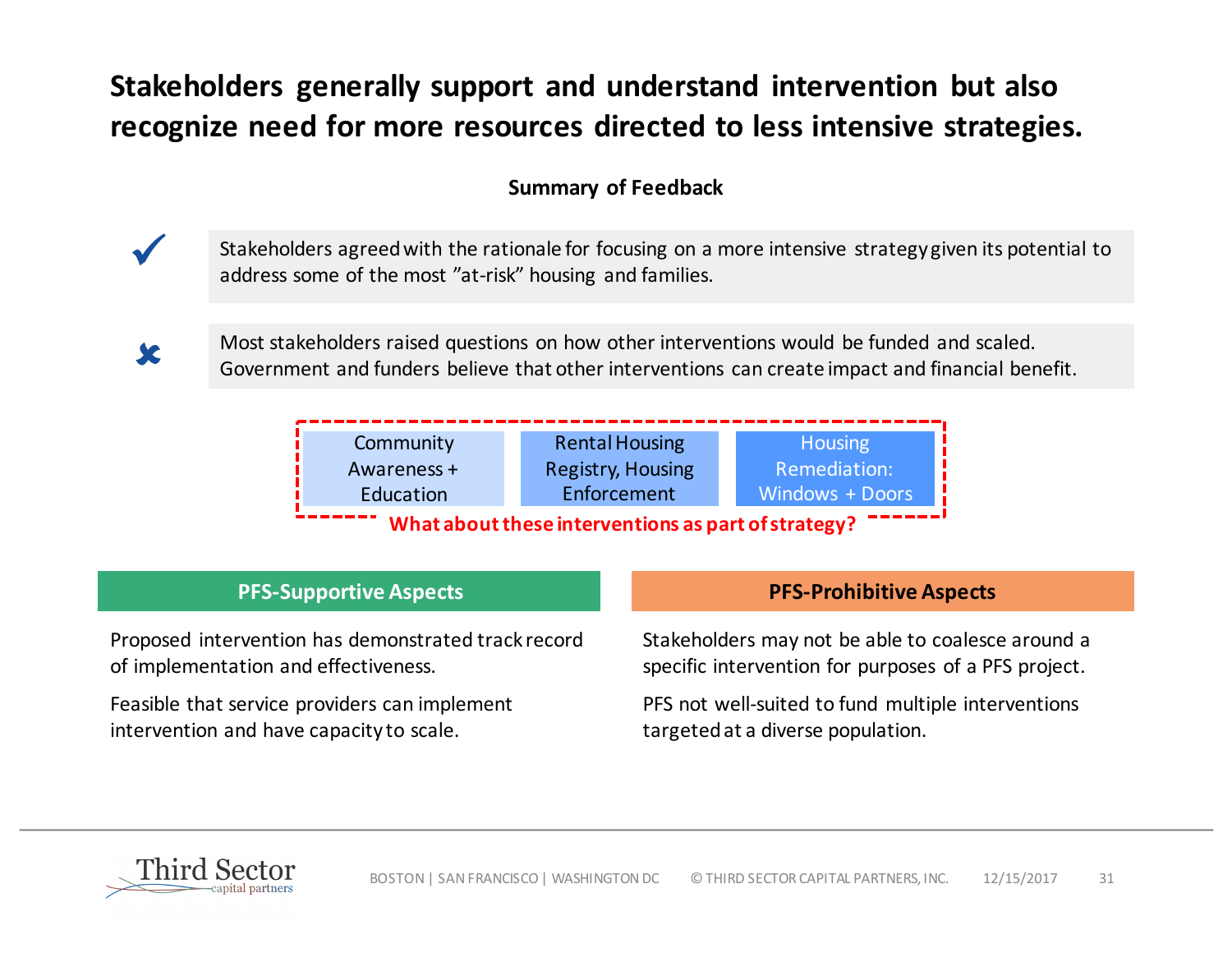# Stakeholders generally support and understand intervention but also recognize need for more resources directed to less intensive strategies.

**Summary of Feedback**

✓ Stakeholders agreed with the rationale for focusing on a more intensive strategy given its potential to address some of the most ”at-risk” housing and families.

✗ Most stakeholders raised questions on how other interventions would be funded and scaled. Government and funders believe that other interventions can create impact and financial benefit.

| Community Awareness + Education | Rental Housing Registry, Housing Enforcement | Housing Remediation: Windows + Doors |
|---|---|---|

**What about these interventions as part of strategy?**

| PFS-Supportive Aspects | PFS-Prohibitive Aspects |
|---|---|
| Proposed intervention has demonstrated track record of implementation and effectiveness. | Stakeholders may not be able to coalesce around a specific intervention for purposes of a PFS project. |
| Feasible that service providers can implement intervention and have capacity to scale. | PFS not well-suited to fund multiple interventions targeted at a diverse population. |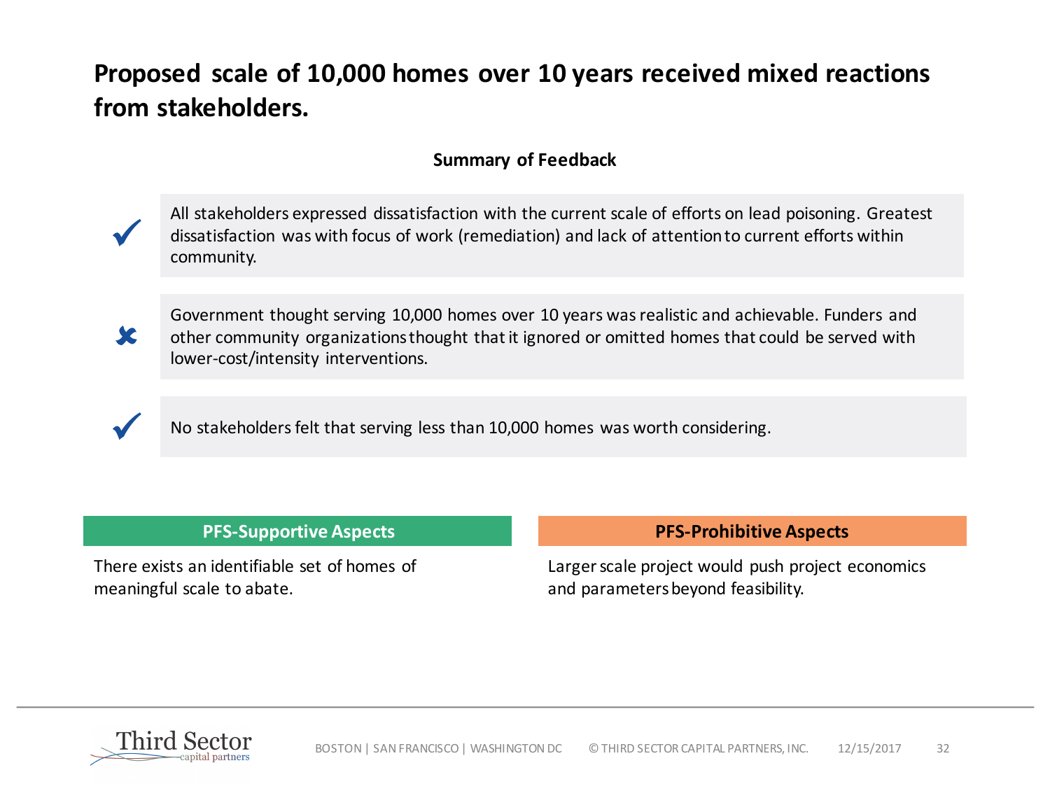# Proposed scale of 10,000 homes over 10 years received mixed reactions from stakeholders.

**Summary of Feedback**

- ✓ All stakeholders expressed dissatisfaction with the current scale of efforts on lead poisoning. Greatest dissatisfaction was with focus of work (remediation) and lack of attention to current efforts within community.
- ✗ Government thought serving 10,000 homes over 10 years was realistic and achievable. Funders and other community organizations thought that it ignored or omitted homes that could be served with lower-cost/intensity interventions.
- ✓ No stakeholders felt that serving less than 10,000 homes was worth considering.

| PFS-Supportive Aspects | PFS-Prohibitive Aspects |
| --- | --- |
| There exists an identifiable set of homes of meaningful scale to abate. | Larger scale project would push project economics and parameters beyond feasibility. |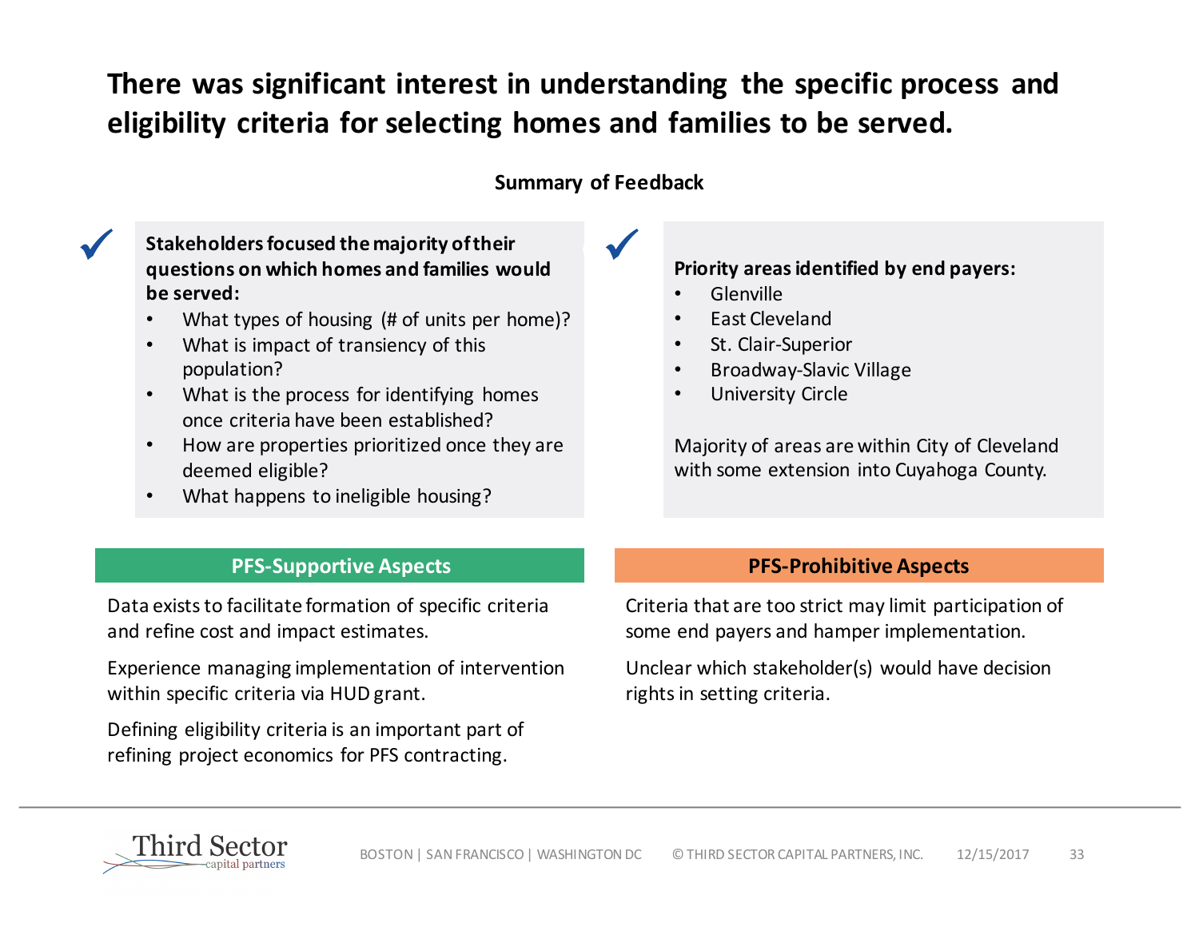# There was significant interest in understanding the specific process and eligibility criteria for selecting homes and families to be served.

### Summary of Feedback

✓ **Stakeholders focused the majority of their questions on which homes and families would be served:**

- What types of housing (# of units per home)?
- What is impact of transiency of this population?
- What is the process for identifying homes once criteria have been established?
- How are properties prioritized once they are deemed eligible?
- What happens to ineligible housing?

✓ **Priority areas identified by end payers:**

- Glenville
- East Cleveland
- St. Clair-Superior
- Broadway-Slavic Village
- University Circle

Majority of areas are within City of Cleveland with some extension into Cuyahoga County.

**PFS-Supportive Aspects**

Data exists to facilitate formation of specific criteria and refine cost and impact estimates.

Experience managing implementation of intervention within specific criteria via HUD grant.

Defining eligibility criteria is an important part of refining project economics for PFS contracting.

**PFS-Prohibitive Aspects**

Criteria that are too strict may limit participation of some end payers and hamper implementation.

Unclear which stakeholder(s) would have decision rights in setting criteria.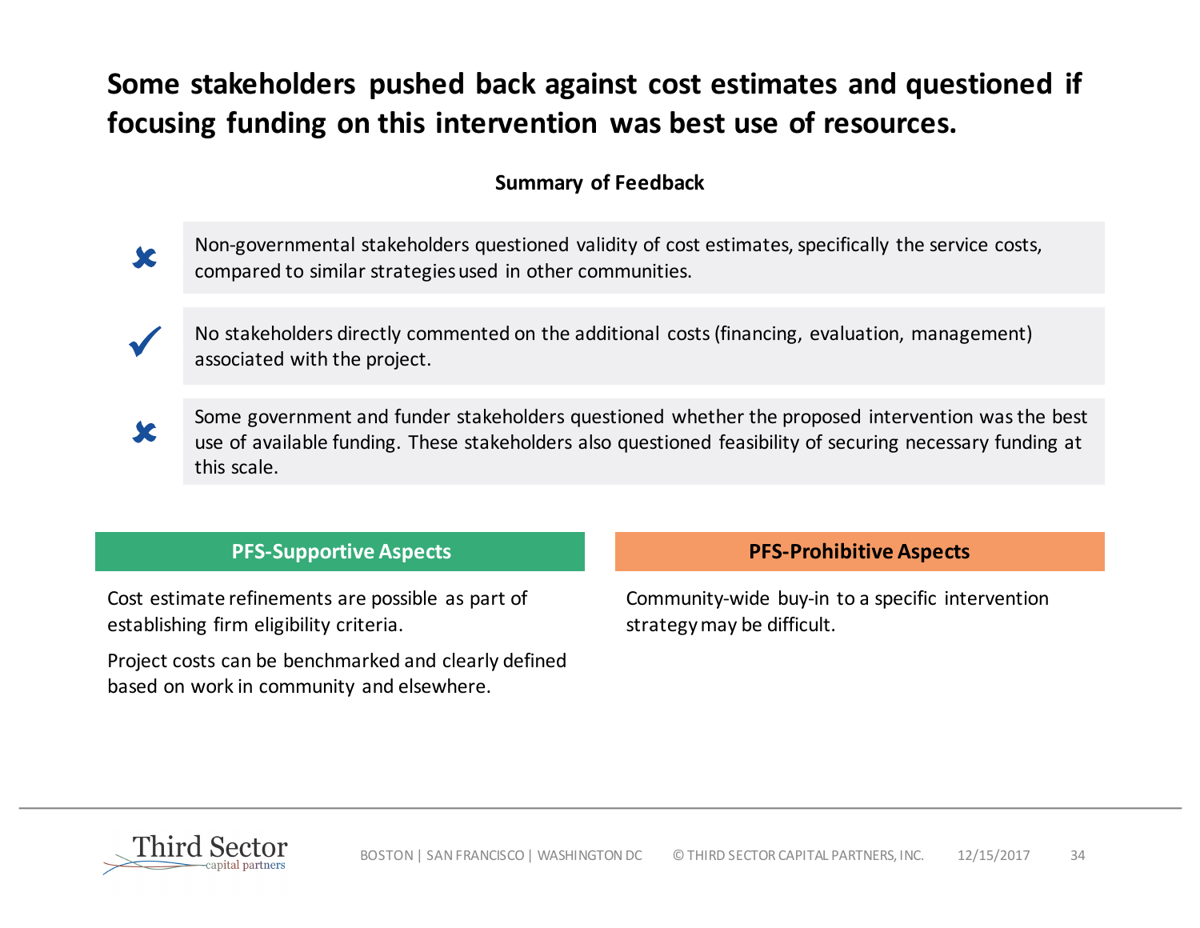# Some stakeholders pushed back against cost estimates and questioned if focusing funding on this intervention was best use of resources.

**Summary of Feedback**

- ✘ Non-governmental stakeholders questioned validity of cost estimates, specifically the service costs, compared to similar strategies used in other communities.
- ✓ No stakeholders directly commented on the additional costs (financing, evaluation, management) associated with the project.
- ✘ Some government and funder stakeholders questioned whether the proposed intervention was the best use of available funding. These stakeholders also questioned feasibility of securing necessary funding at this scale.

**PFS-Supportive Aspects**

Cost estimate refinements are possible as part of establishing firm eligibility criteria.

Project costs can be benchmarked and clearly defined based on work in community and elsewhere.

**PFS-Prohibitive Aspects**

Community-wide buy-in to a specific intervention strategy may be difficult.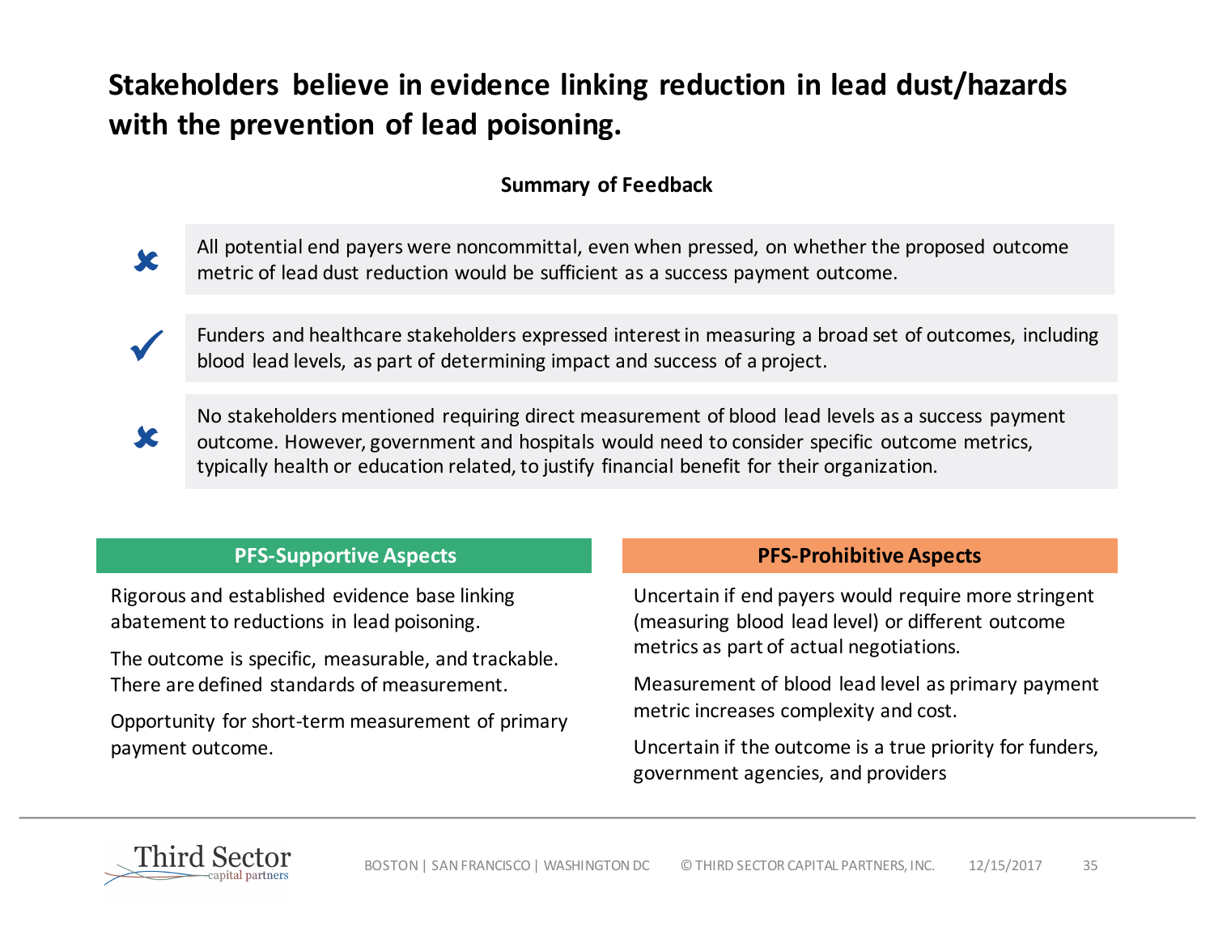# Stakeholders believe in evidence linking reduction in lead dust/hazards with the prevention of lead poisoning.

**Summary of Feedback**

- ✗ All potential end payers were noncommittal, even when pressed, on whether the proposed outcome metric of lead dust reduction would be sufficient as a success payment outcome.
- ✓ Funders and healthcare stakeholders expressed interest in measuring a broad set of outcomes, including blood lead levels, as part of determining impact and success of a project.
- ✗ No stakeholders mentioned requiring direct measurement of blood lead levels as a success payment outcome. However, government and hospitals would need to consider specific outcome metrics, typically health or education related, to justify financial benefit for their organization.

| PFS-Supportive Aspects | PFS-Prohibitive Aspects |
| --- | --- |
| Rigorous and established evidence base linking abatement to reductions in lead poisoning. | Uncertain if end payers would require more stringent (measuring blood lead level) or different outcome metrics as part of actual negotiations. |
| The outcome is specific, measurable, and trackable. There are defined standards of measurement. | Measurement of blood lead level as primary payment metric increases complexity and cost. |
| Opportunity for short-term measurement of primary payment outcome. | Uncertain if the outcome is a true priority for funders, government agencies, and providers |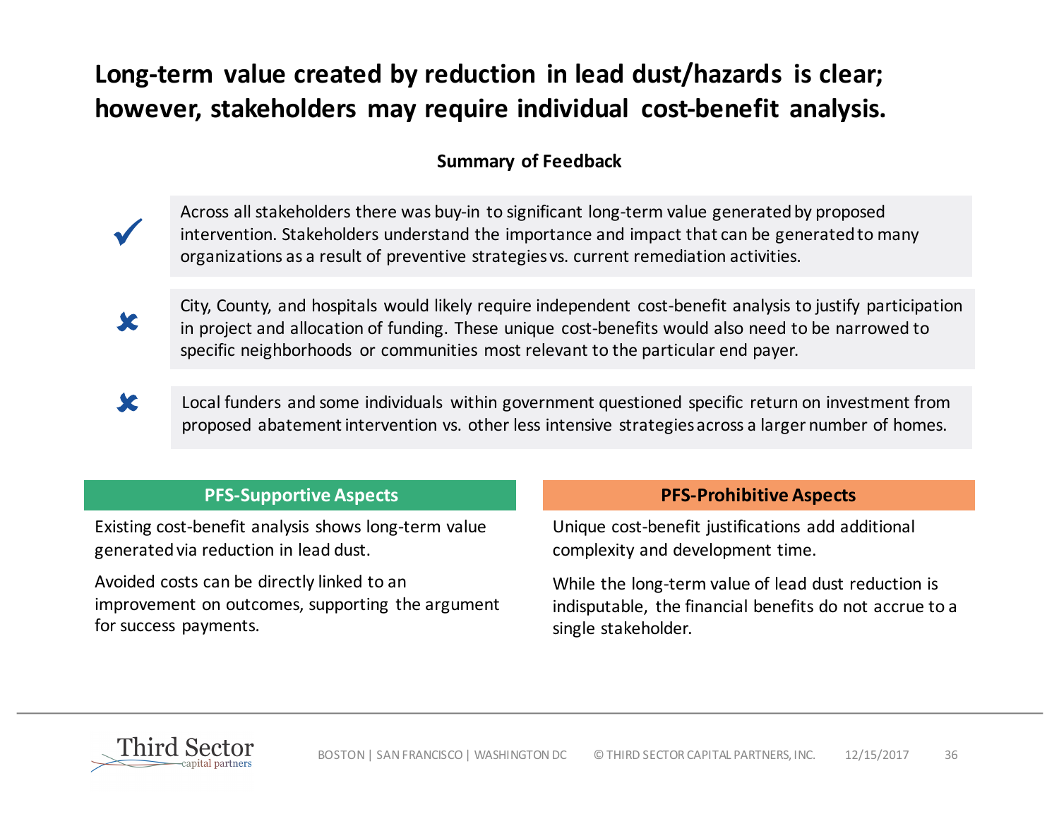# Long-term value created by reduction in lead dust/hazards is clear; however, stakeholders may require individual cost-benefit analysis.

### Summary of Feedback

✓ Across all stakeholders there was buy-in to significant long-term value generated by proposed intervention. Stakeholders understand the importance and impact that can be generated to many organizations as a result of preventive strategies vs. current remediation activities.

✗ City, County, and hospitals would likely require independent cost-benefit analysis to justify participation in project and allocation of funding. These unique cost-benefits would also need to be narrowed to specific neighborhoods or communities most relevant to the particular end payer.

✗ Local funders and some individuals within government questioned specific return on investment from proposed abatement intervention vs. other less intensive strategies across a larger number of homes.

| PFS-Supportive Aspects | PFS-Prohibitive Aspects |
| --- | --- |
| Existing cost-benefit analysis shows long-term value generated via reduction in lead dust. | Unique cost-benefit justifications add additional complexity and development time. |
| Avoided costs can be directly linked to an improvement on outcomes, supporting the argument for success payments. | While the long-term value of lead dust reduction is indisputable, the financial benefits do not accrue to a single stakeholder. |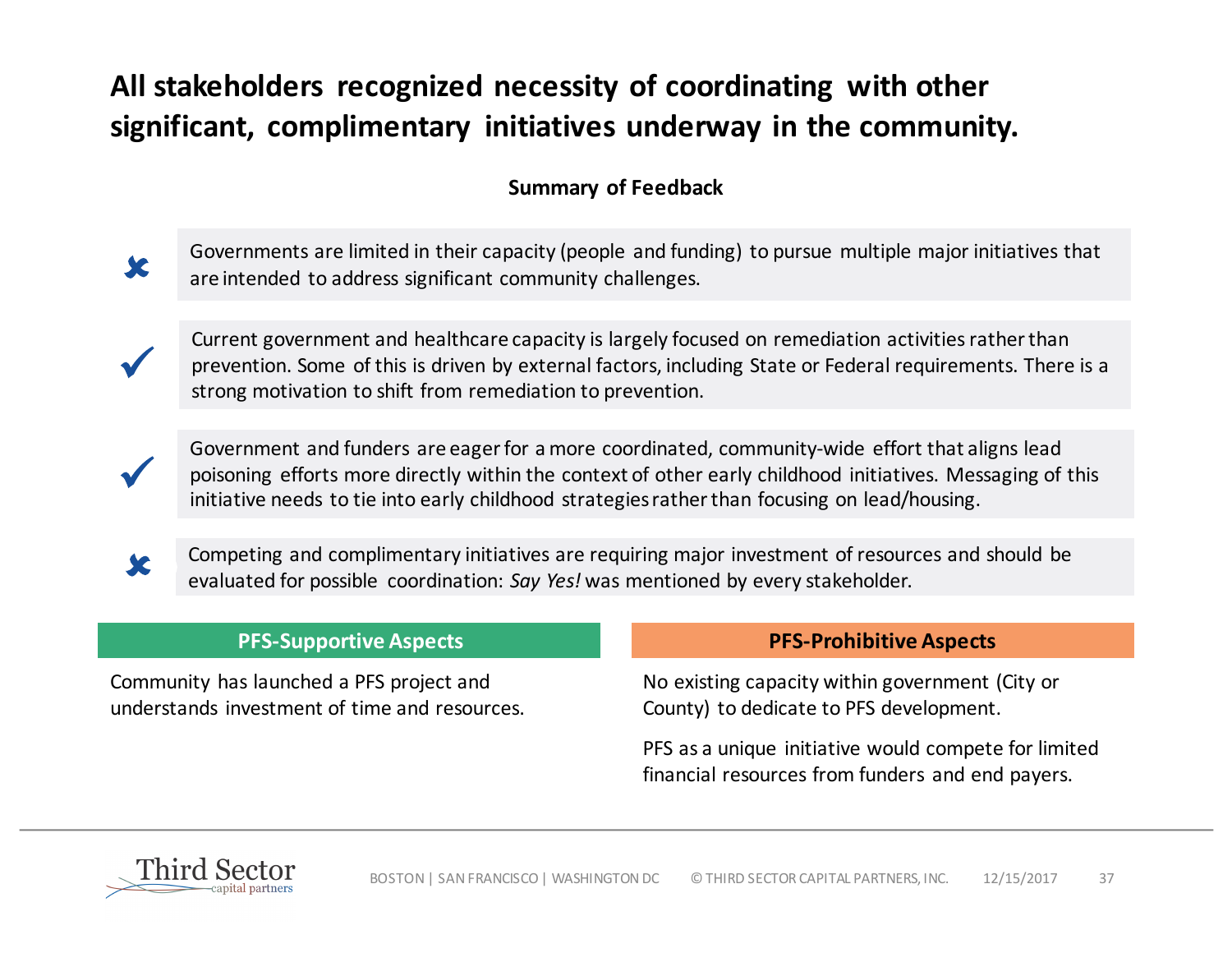## All stakeholders recognized necessity of coordinating with other significant, complimentary initiatives underway in the community.

**Summary of Feedback**

- ✘ Governments are limited in their capacity (people and funding) to pursue multiple major initiatives that are intended to address significant community challenges.
- ✓ Current government and healthcare capacity is largely focused on remediation activities rather than prevention. Some of this is driven by external factors, including State or Federal requirements. There is a strong motivation to shift from remediation to prevention.
- ✓ Government and funders are eager for a more coordinated, community-wide effort that aligns lead poisoning efforts more directly within the context of other early childhood initiatives. Messaging of this initiative needs to tie into early childhood strategies rather than focusing on lead/housing.
- ✘ Competing and complimentary initiatives are requiring major investment of resources and should be evaluated for possible coordination: *Say Yes!* was mentioned by every stakeholder.

| PFS-Supportive Aspects | PFS-Prohibitive Aspects |
| --- | --- |
| Community has launched a PFS project and understands investment of time and resources. | No existing capacity within government (City or County) to dedicate to PFS development.<br><br>PFS as a unique initiative would compete for limited financial resources from funders and end payers. |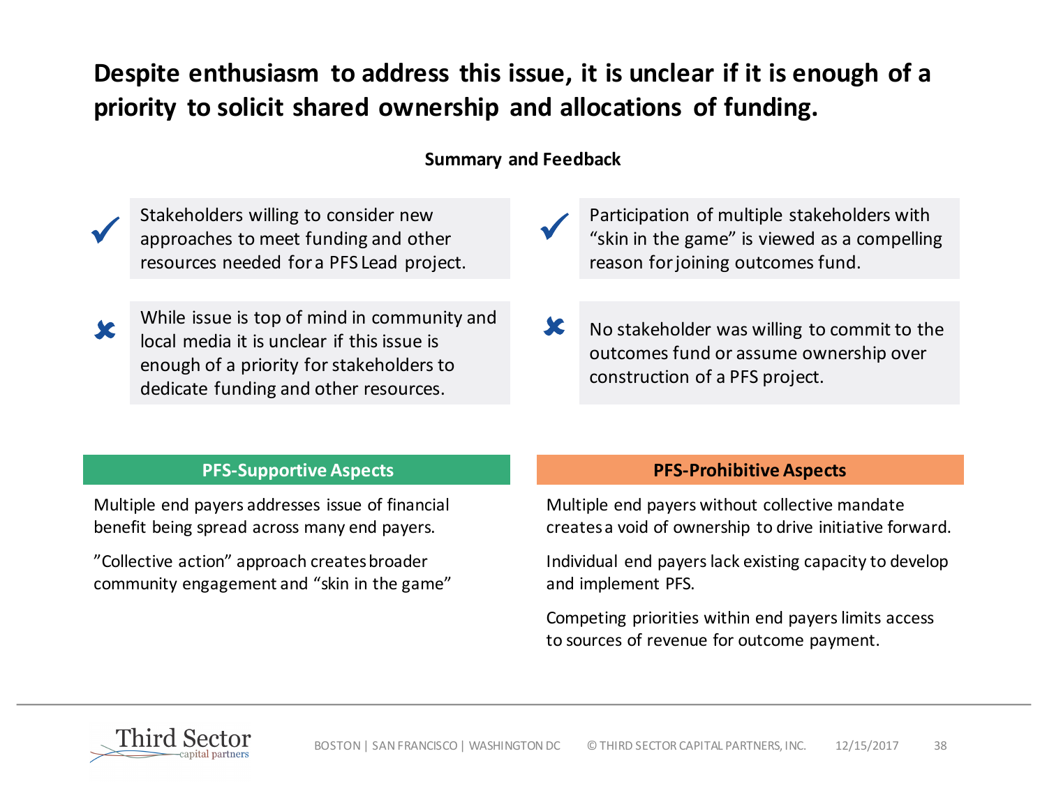# Despite enthusiasm to address this issue, it is unclear if it is enough of a priority to solicit shared ownership and allocations of funding.

## Summary and Feedback

- ✓ Stakeholders willing to consider new approaches to meet funding and other resources needed for a PFS Lead project.
- ✘ While issue is top of mind in community and local media it is unclear if this issue is enough of a priority for stakeholders to dedicate funding and other resources.
- ✓ Participation of multiple stakeholders with "skin in the game" is viewed as a compelling reason for joining outcomes fund.
- ✘ No stakeholder was willing to commit to the outcomes fund or assume ownership over construction of a PFS project.

### PFS-Supportive Aspects

Multiple end payers addresses issue of financial benefit being spread across many end payers.

"Collective action" approach creates broader community engagement and "skin in the game"

### PFS-Prohibitive Aspects

Multiple end payers without collective mandate creates a void of ownership to drive initiative forward.

Individual end payers lack existing capacity to develop and implement PFS.

Competing priorities within end payers limits access to sources of revenue for outcome payment.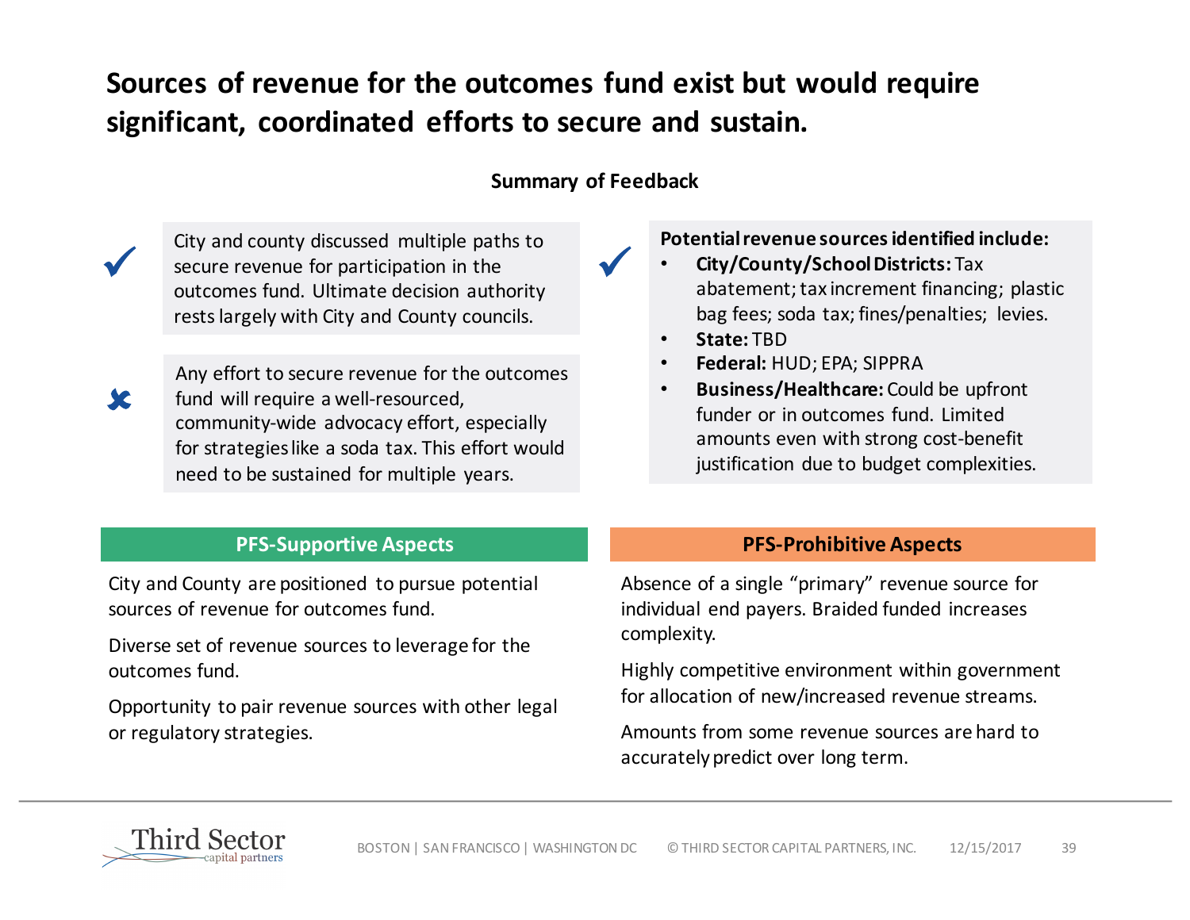# Sources of revenue for the outcomes fund exist but would require significant, coordinated efforts to secure and sustain.

## Summary of Feedback

✓ City and county discussed multiple paths to secure revenue for participation in the outcomes fund. Ultimate decision authority rests largely with City and County councils.

✗ Any effort to secure revenue for the outcomes fund will require a well-resourced, community-wide advocacy effort, especially for strategies like a soda tax. This effort would need to be sustained for multiple years.

✓ **Potential revenue sources identified include:**

- **City/County/School Districts:** Tax abatement; tax increment financing; plastic bag fees; soda tax; fines/penalties; levies.
- **State:** TBD
- **Federal:** HUD; EPA; SIPPRA
- **Business/Healthcare:** Could be upfront funder or in outcomes fund. Limited amounts even with strong cost-benefit justification due to budget complexities.

| PFS-Supportive Aspects | PFS-Prohibitive Aspects |
|---|---|
| City and County are positioned to pursue potential sources of revenue for outcomes fund. | Absence of a single "primary" revenue source for individual end payers. Braided funded increases complexity. |
| Diverse set of revenue sources to leverage for the outcomes fund. | Highly competitive environment within government for allocation of new/increased revenue streams. |
| Opportunity to pair revenue sources with other legal or regulatory strategies. | Amounts from some revenue sources are hard to accurately predict over long term. |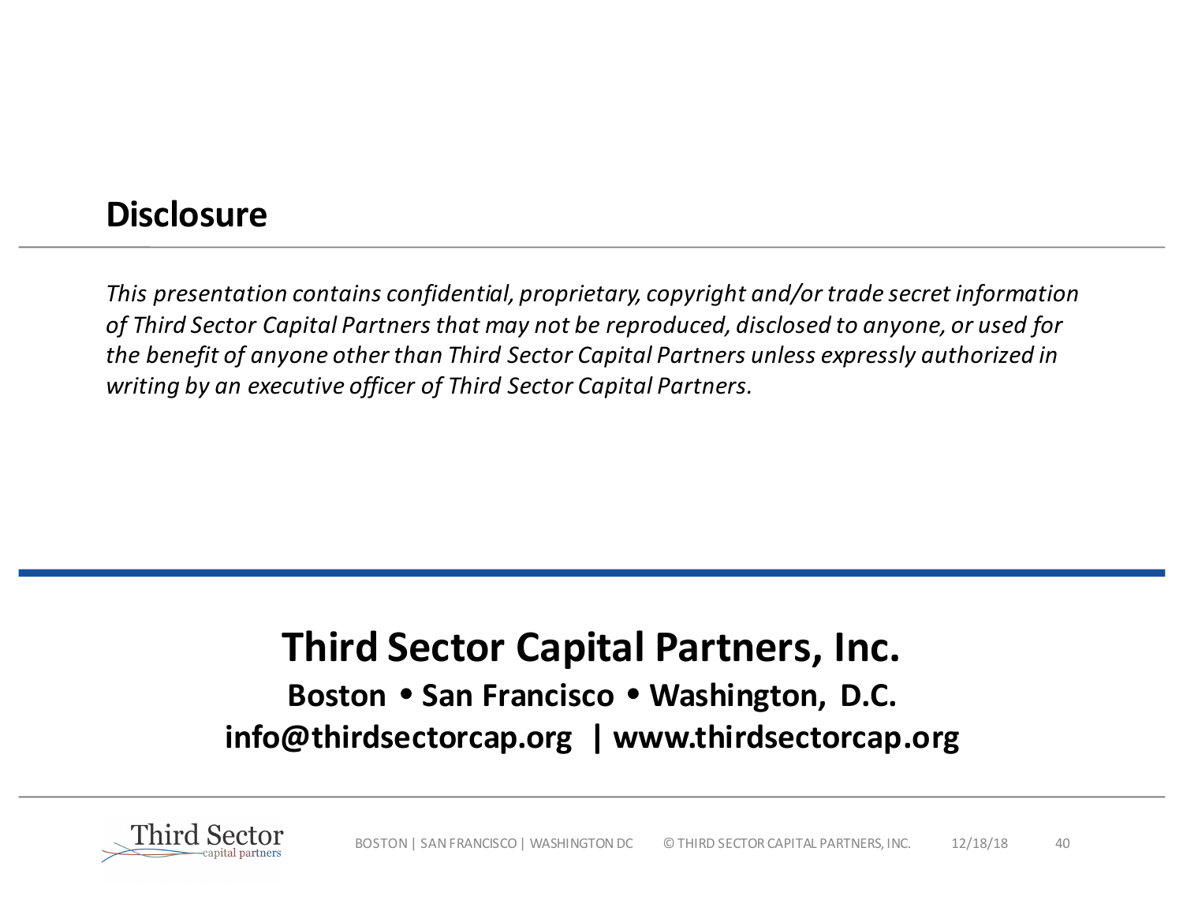## Disclosure

*This presentation contains confidential, proprietary, copyright and/or trade secret information of Third Sector Capital Partners that may not be reproduced, disclosed to anyone, or used for the benefit of anyone other than Third Sector Capital Partners unless expressly authorized in writing by an executive officer of Third Sector Capital Partners.*

**Third Sector Capital Partners, Inc.**

**Boston • San Francisco • Washington, D.C.**

**info@thirdsectorcap.org | www.thirdsectorcap.org**